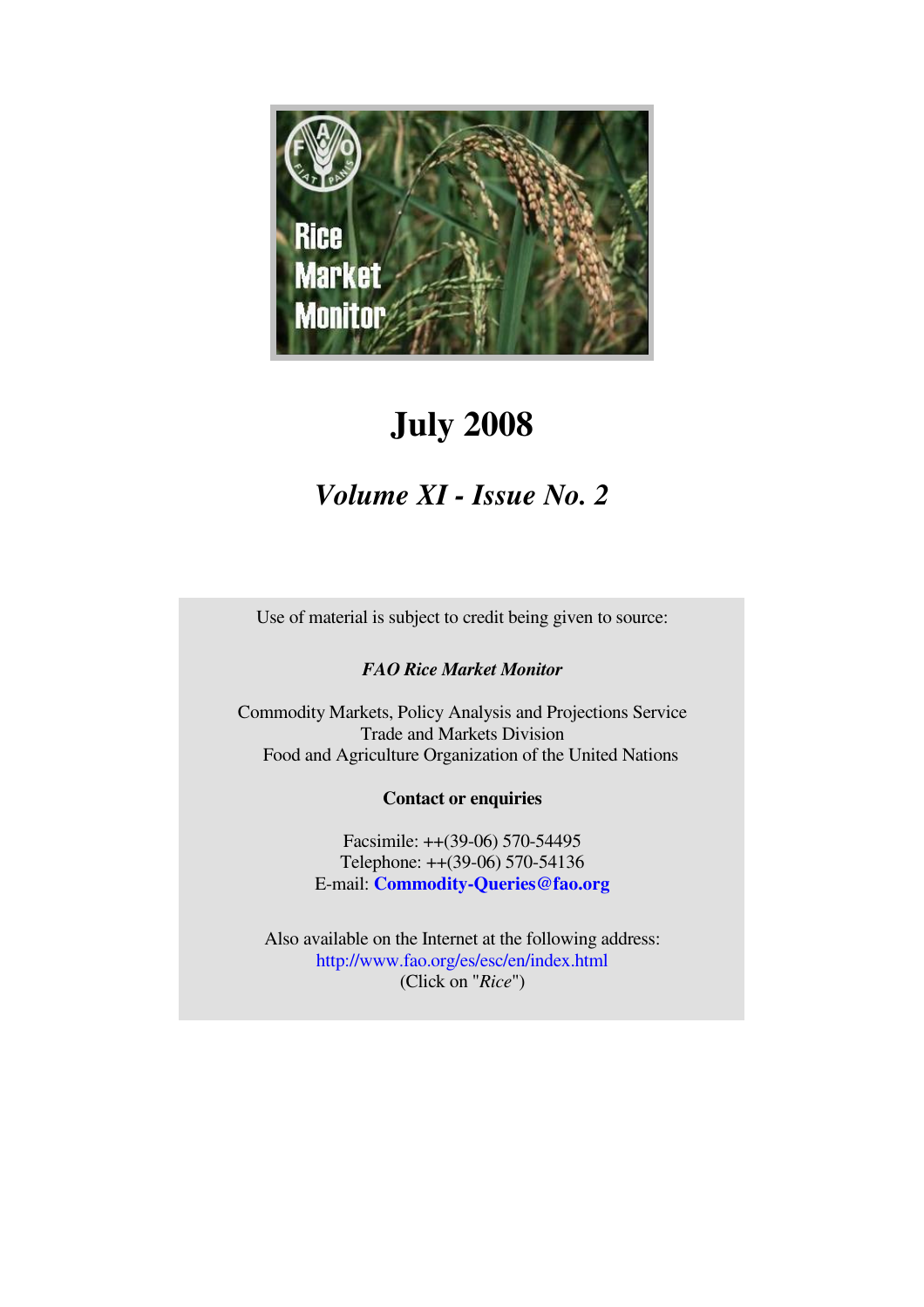# July 2008

## *Volume XI - Issue No. 2*

Use of material is subject to credit being given to source:

***FAO Rice Market Monitor***

Commodity Markets, Policy Analysis and Projections Service
Trade and Markets Division
Food and Agriculture Organization of the United Nations

**Contact or enquiries**

Facsimile: ++(39-06) 570-54495
Telephone: ++(39-06) 570-54136
E-mail: **Commodity-Queries@fao.org**

Also available on the Internet at the following address:
http://www.fao.org/es/esc/en/index.html
(Click on "*Rice*")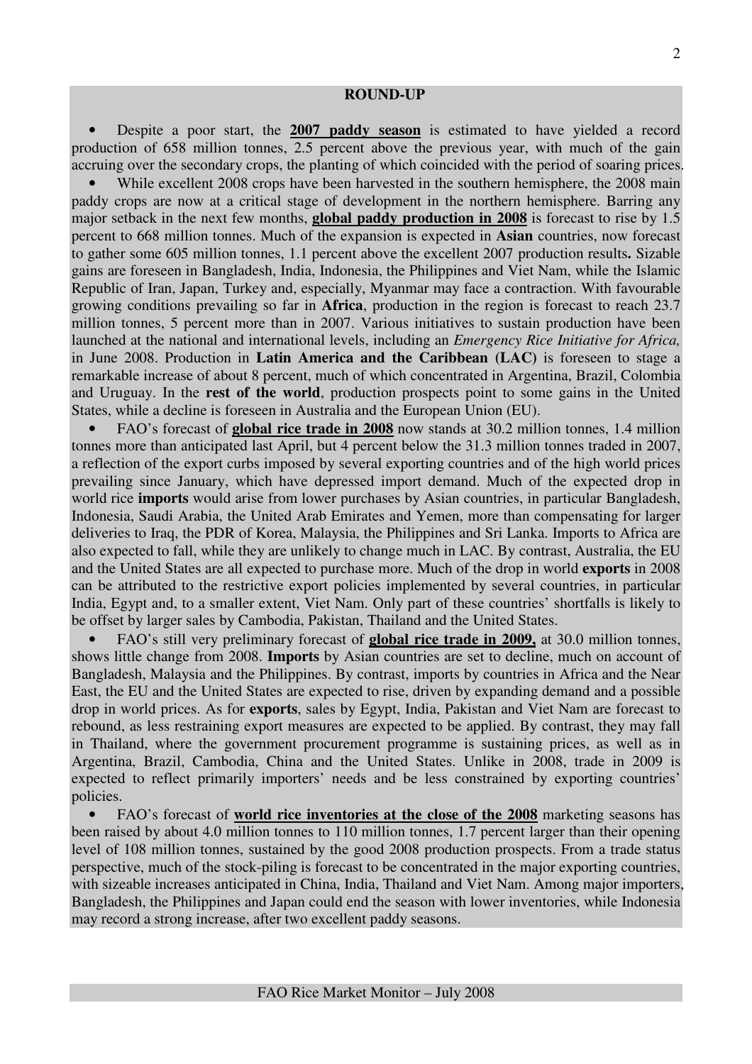## ROUND-UP

- Despite a poor start, the **2007 paddy season** is estimated to have yielded a record production of 658 million tonnes, 2.5 percent above the previous year, with much of the gain accruing over the secondary crops, the planting of which coincided with the period of soaring prices.
- While excellent 2008 crops have been harvested in the southern hemisphere, the 2008 main paddy crops are now at a critical stage of development in the northern hemisphere. Barring any major setback in the next few months, **global paddy production in 2008** is forecast to rise by 1.5 percent to 668 million tonnes. Much of the expansion is expected in **Asian** countries, now forecast to gather some 605 million tonnes, 1.1 percent above the excellent 2007 production results**.** Sizable gains are foreseen in Bangladesh, India, Indonesia, the Philippines and Viet Nam, while the Islamic Republic of Iran, Japan, Turkey and, especially, Myanmar may face a contraction. With favourable growing conditions prevailing so far in **Africa**, production in the region is forecast to reach 23.7 million tonnes, 5 percent more than in 2007. Various initiatives to sustain production have been launched at the national and international levels, including an *Emergency Rice Initiative for Africa,* in June 2008. Production in **Latin America and the Caribbean (LAC)** is foreseen to stage a remarkable increase of about 8 percent, much of which concentrated in Argentina, Brazil, Colombia and Uruguay. In the **rest of the world**, production prospects point to some gains in the United States, while a decline is foreseen in Australia and the European Union (EU).
- FAO's forecast of **global rice trade in 2008** now stands at 30.2 million tonnes, 1.4 million tonnes more than anticipated last April, but 4 percent below the 31.3 million tonnes traded in 2007, a reflection of the export curbs imposed by several exporting countries and of the high world prices prevailing since January, which have depressed import demand. Much of the expected drop in world rice **imports** would arise from lower purchases by Asian countries, in particular Bangladesh, Indonesia, Saudi Arabia, the United Arab Emirates and Yemen, more than compensating for larger deliveries to Iraq, the PDR of Korea, Malaysia, the Philippines and Sri Lanka. Imports to Africa are also expected to fall, while they are unlikely to change much in LAC. By contrast, Australia, the EU and the United States are all expected to purchase more. Much of the drop in world **exports** in 2008 can be attributed to the restrictive export policies implemented by several countries, in particular India, Egypt and, to a smaller extent, Viet Nam. Only part of these countries' shortfalls is likely to be offset by larger sales by Cambodia, Pakistan, Thailand and the United States.
- FAO's still very preliminary forecast of **global rice trade in 2009,** at 30.0 million tonnes, shows little change from 2008. **Imports** by Asian countries are set to decline, much on account of Bangladesh, Malaysia and the Philippines. By contrast, imports by countries in Africa and the Near East, the EU and the United States are expected to rise, driven by expanding demand and a possible drop in world prices. As for **exports**, sales by Egypt, India, Pakistan and Viet Nam are forecast to rebound, as less restraining export measures are expected to be applied. By contrast, they may fall in Thailand, where the government procurement programme is sustaining prices, as well as in Argentina, Brazil, Cambodia, China and the United States. Unlike in 2008, trade in 2009 is expected to reflect primarily importers' needs and be less constrained by exporting countries' policies.
- FAO's forecast of **world rice inventories at the close of the 2008** marketing seasons has been raised by about 4.0 million tonnes to 110 million tonnes, 1.7 percent larger than their opening level of 108 million tonnes, sustained by the good 2008 production prospects. From a trade status perspective, much of the stock-piling is forecast to be concentrated in the major exporting countries, with sizeable increases anticipated in China, India, Thailand and Viet Nam. Among major importers, Bangladesh, the Philippines and Japan could end the season with lower inventories, while Indonesia may record a strong increase, after two excellent paddy seasons.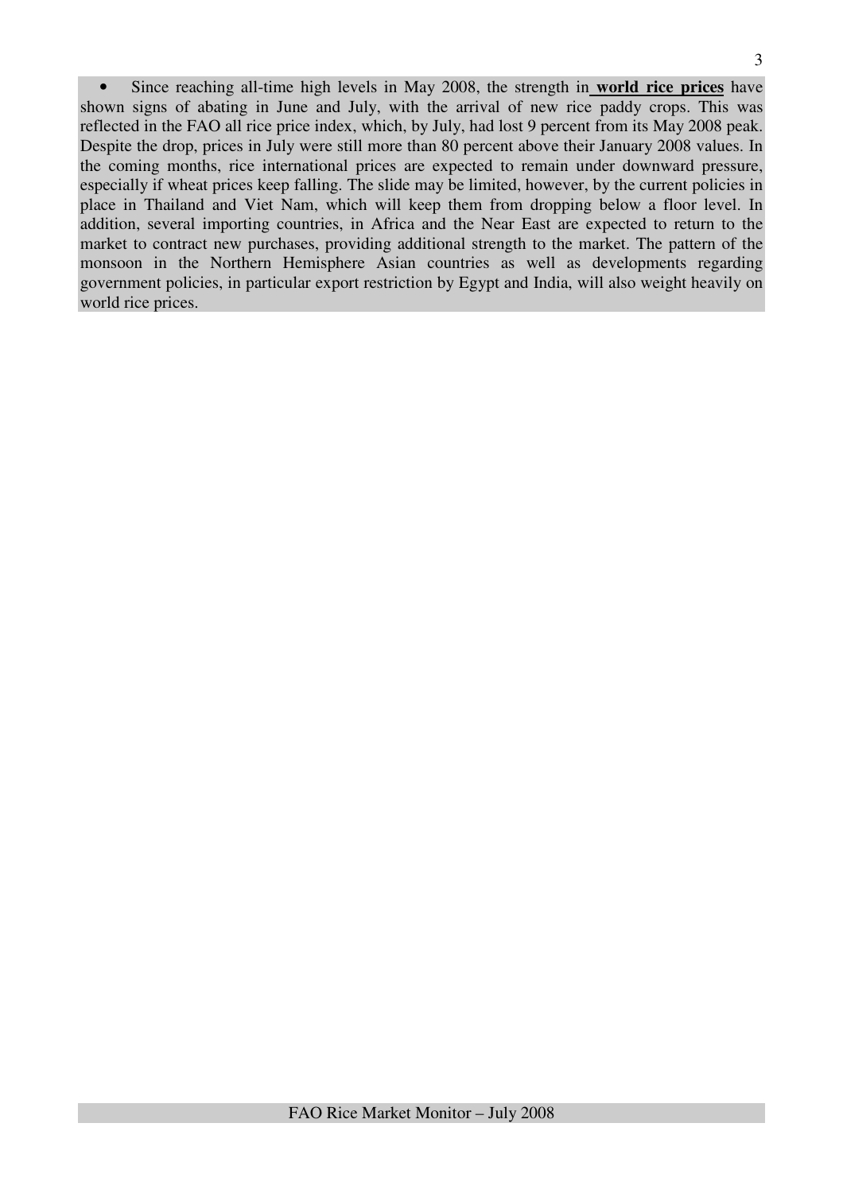- Since reaching all-time high levels in May 2008, the strength in **world rice prices** have shown signs of abating in June and July, with the arrival of new rice paddy crops. This was reflected in the FAO all rice price index, which, by July, had lost 9 percent from its May 2008 peak. Despite the drop, prices in July were still more than 80 percent above their January 2008 values. In the coming months, rice international prices are expected to remain under downward pressure, especially if wheat prices keep falling. The slide may be limited, however, by the current policies in place in Thailand and Viet Nam, which will keep them from dropping below a floor level. In addition, several importing countries, in Africa and the Near East are expected to return to the market to contract new purchases, providing additional strength to the market. The pattern of the monsoon in the Northern Hemisphere Asian countries as well as developments regarding government policies, in particular export restriction by Egypt and India, will also weight heavily on world rice prices.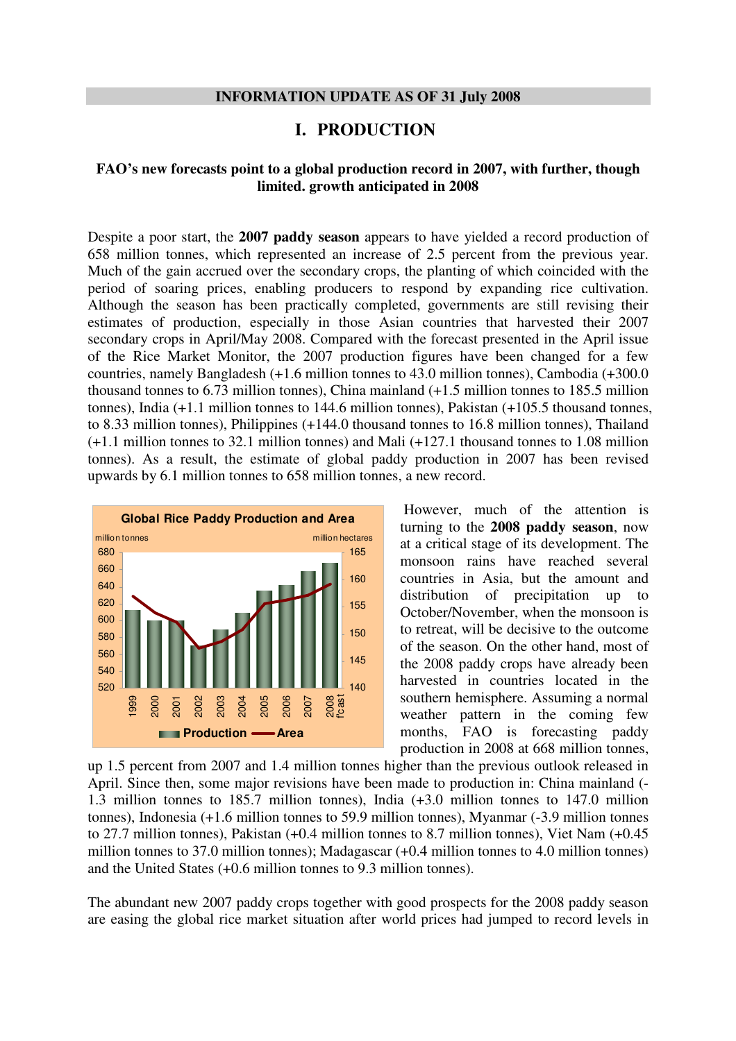**INFORMATION UPDATE AS OF 31 July 2008**

# I. PRODUCTION

### FAO's new forecasts point to a global production record in 2007, with further, though limited. growth anticipated in 2008

Despite a poor start, the **2007 paddy season** appears to have yielded a record production of 658 million tonnes, which represented an increase of 2.5 percent from the previous year. Much of the gain accrued over the secondary crops, the planting of which coincided with the period of soaring prices, enabling producers to respond by expanding rice cultivation. Although the season has been practically completed, governments are still revising their estimates of production, especially in those Asian countries that harvested their 2007 secondary crops in April/May 2008. Compared with the forecast presented in the April issue of the Rice Market Monitor, the 2007 production figures have been changed for a few countries, namely Bangladesh (+1.6 million tonnes to 43.0 million tonnes), Cambodia (+300.0 thousand tonnes to 6.73 million tonnes), China mainland (+1.5 million tonnes to 185.5 million tonnes), India (+1.1 million tonnes to 144.6 million tonnes), Pakistan (+105.5 thousand tonnes, to 8.33 million tonnes), Philippines (+144.0 thousand tonnes to 16.8 million tonnes), Thailand (+1.1 million tonnes to 32.1 million tonnes) and Mali (+127.1 thousand tonnes to 1.08 million tonnes). As a result, the estimate of global paddy production in 2007 has been revised upwards by 6.1 million tonnes to 658 million tonnes, a new record.

However, much of the attention is turning to the **2008 paddy season**, now at a critical stage of its development. The monsoon rains have reached several countries in Asia, but the amount and distribution of precipitation up to October/November, when the monsoon is to retreat, will be decisive to the outcome of the season. On the other hand, most of the 2008 paddy crops have already been harvested in countries located in the southern hemisphere. Assuming a normal weather pattern in the coming few months, FAO is forecasting paddy production in 2008 at 668 million tonnes, up 1.5 percent from 2007 and 1.4 million tonnes higher than the previous outlook released in April. Since then, some major revisions have been made to production in: China mainland (-1.3 million tonnes to 185.7 million tonnes), India (+3.0 million tonnes to 147.0 million tonnes), Indonesia (+1.6 million tonnes to 59.9 million tonnes), Myanmar (-3.9 million tonnes to 27.7 million tonnes), Pakistan (+0.4 million tonnes to 8.7 million tonnes), Viet Nam (+0.45 million tonnes to 37.0 million tonnes); Madagascar (+0.4 million tonnes to 4.0 million tonnes) and the United States (+0.6 million tonnes to 9.3 million tonnes).

Global Rice Paddy Production and Area

The abundant new 2007 paddy crops together with good prospects for the 2008 paddy season are easing the global rice market situation after world prices had jumped to record levels in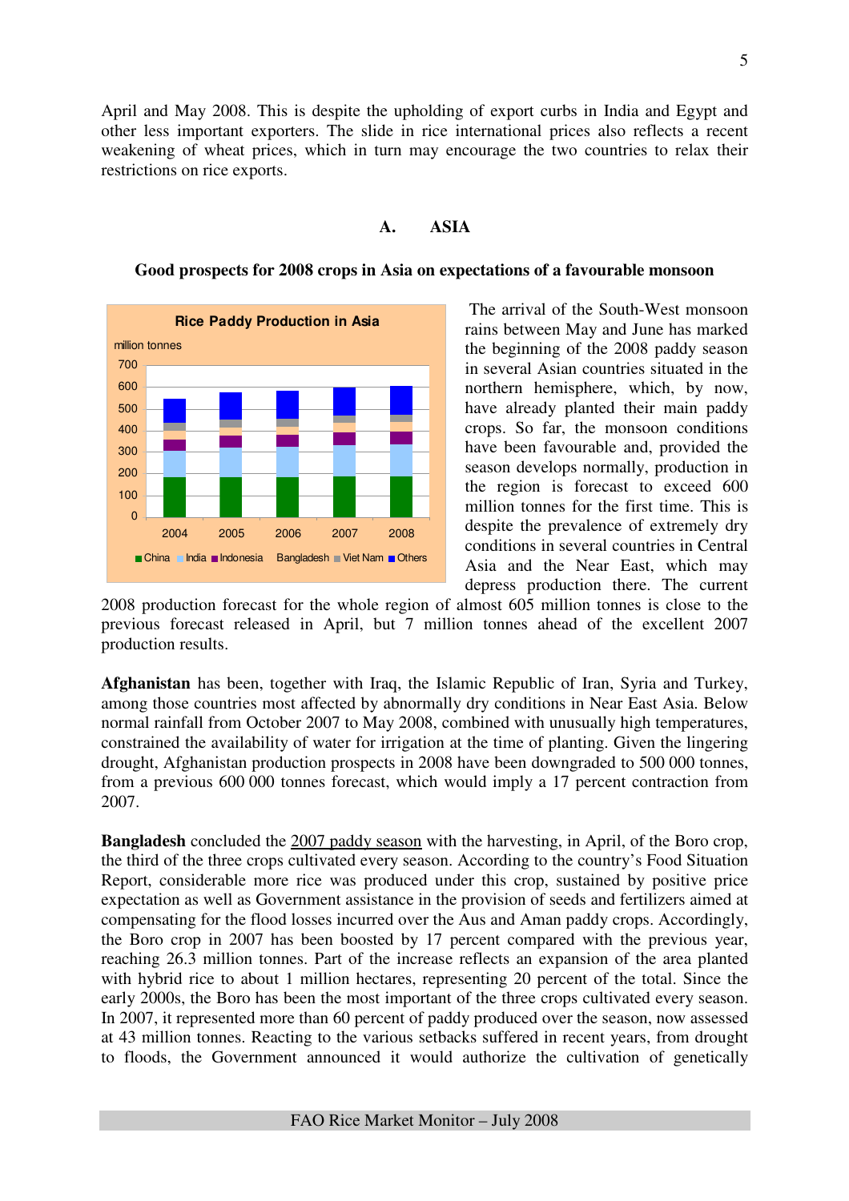April and May 2008. This is despite the upholding of export curbs in India and Egypt and other less important exporters. The slide in rice international prices also reflects a recent weakening of wheat prices, which in turn may encourage the two countries to relax their restrictions on rice exports.

## A. ASIA

### Good prospects for 2008 crops in Asia on expectations of a favourable monsoon

**Rice Paddy Production in Asia**

million tonnes

China, India, Indonesia, Bangladesh, Viet Nam, Others

The arrival of the South-West monsoon rains between May and June has marked the beginning of the 2008 paddy season in several Asian countries situated in the northern hemisphere, which, by now, have already planted their main paddy crops. So far, the monsoon conditions have been favourable and, provided the season develops normally, production in the region is forecast to exceed 600 million tonnes for the first time. This is despite the prevalence of extremely dry conditions in several countries in Central Asia and the Near East, which may depress production there. The current 2008 production forecast for the whole region of almost 605 million tonnes is close to the previous forecast released in April, but 7 million tonnes ahead of the excellent 2007 production results.

**Afghanistan** has been, together with Iraq, the Islamic Republic of Iran, Syria and Turkey, among those countries most affected by abnormally dry conditions in Near East Asia. Below normal rainfall from October 2007 to May 2008, combined with unusually high temperatures, constrained the availability of water for irrigation at the time of planting. Given the lingering drought, Afghanistan production prospects in 2008 have been downgraded to 500 000 tonnes, from a previous 600 000 tonnes forecast, which would imply a 17 percent contraction from 2007.

**Bangladesh** concluded the 2007 paddy season with the harvesting, in April, of the Boro crop, the third of the three crops cultivated every season. According to the country's Food Situation Report, considerable more rice was produced under this crop, sustained by positive price expectation as well as Government assistance in the provision of seeds and fertilizers aimed at compensating for the flood losses incurred over the Aus and Aman paddy crops. Accordingly, the Boro crop in 2007 has been boosted by 17 percent compared with the previous year, reaching 26.3 million tonnes. Part of the increase reflects an expansion of the area planted with hybrid rice to about 1 million hectares, representing 20 percent of the total. Since the early 2000s, the Boro has been the most important of the three crops cultivated every season. In 2007, it represented more than 60 percent of paddy produced over the season, now assessed at 43 million tonnes. Reacting to the various setbacks suffered in recent years, from drought to floods, the Government announced it would authorize the cultivation of genetically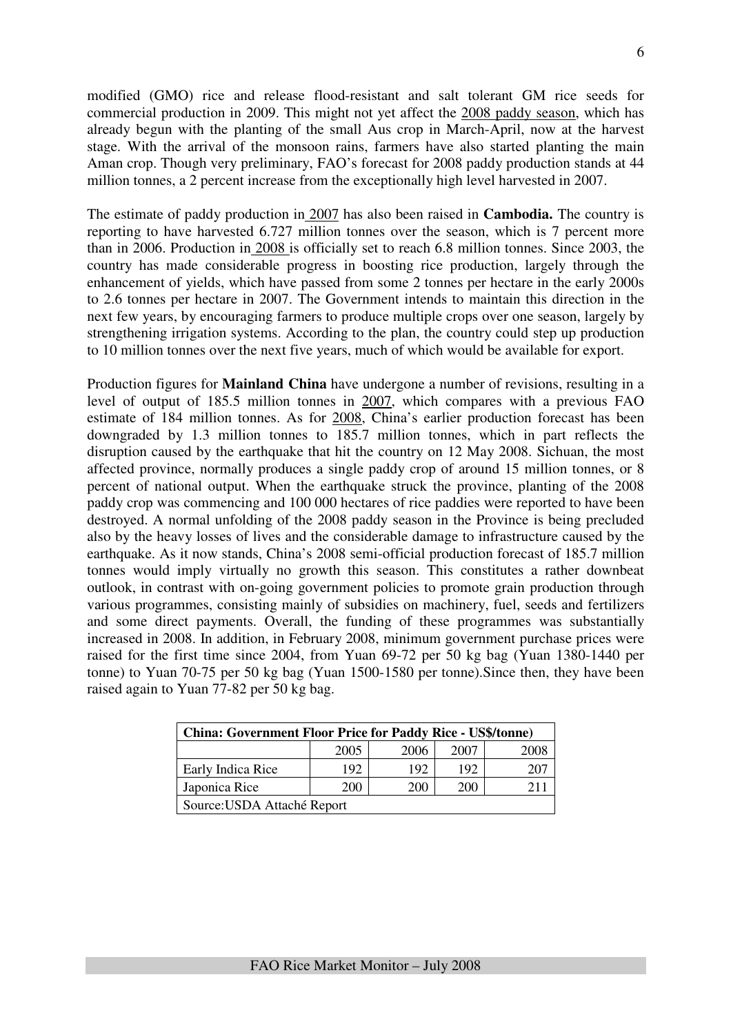modified (GMO) rice and release flood-resistant and salt tolerant GM rice seeds for commercial production in 2009. This might not yet affect the 2008 paddy season, which has already begun with the planting of the small Aus crop in March-April, now at the harvest stage. With the arrival of the monsoon rains, farmers have also started planting the main Aman crop. Though very preliminary, FAO's forecast for 2008 paddy production stands at 44 million tonnes, a 2 percent increase from the exceptionally high level harvested in 2007.

The estimate of paddy production in 2007 has also been raised in **Cambodia.** The country is reporting to have harvested 6.727 million tonnes over the season, which is 7 percent more than in 2006. Production in 2008 is officially set to reach 6.8 million tonnes. Since 2003, the country has made considerable progress in boosting rice production, largely through the enhancement of yields, which have passed from some 2 tonnes per hectare in the early 2000s to 2.6 tonnes per hectare in 2007. The Government intends to maintain this direction in the next few years, by encouraging farmers to produce multiple crops over one season, largely by strengthening irrigation systems. According to the plan, the country could step up production to 10 million tonnes over the next five years, much of which would be available for export.

Production figures for **Mainland China** have undergone a number of revisions, resulting in a level of output of 185.5 million tonnes in 2007, which compares with a previous FAO estimate of 184 million tonnes. As for 2008, China's earlier production forecast has been downgraded by 1.3 million tonnes to 185.7 million tonnes, which in part reflects the disruption caused by the earthquake that hit the country on 12 May 2008. Sichuan, the most affected province, normally produces a single paddy crop of around 15 million tonnes, or 8 percent of national output. When the earthquake struck the province, planting of the 2008 paddy crop was commencing and 100 000 hectares of rice paddies were reported to have been destroyed. A normal unfolding of the 2008 paddy season in the Province is being precluded also by the heavy losses of lives and the considerable damage to infrastructure caused by the earthquake. As it now stands, China's 2008 semi-official production forecast of 185.7 million tonnes would imply virtually no growth this season. This constitutes a rather downbeat outlook, in contrast with on-going government policies to promote grain production through various programmes, consisting mainly of subsidies on machinery, fuel, seeds and fertilizers and some direct payments. Overall, the funding of these programmes was substantially increased in 2008. In addition, in February 2008, minimum government purchase prices were raised for the first time since 2004, from Yuan 69-72 per 50 kg bag (Yuan 1380-1440 per tonne) to Yuan 70-75 per 50 kg bag (Yuan 1500-1580 per tonne).Since then, they have been raised again to Yuan 77-82 per 50 kg bag.

| **China: Government Floor Price for Paddy Rice - US$/tonne)** | | | | |
|---|---|---|---|---|
| | 2005 | 2006 | 2007 | 2008 |
| Early Indica Rice | 192 | 192 | 192 | 207 |
| Japonica Rice | 200 | 200 | 200 | 211 |
| Source:USDA Attaché Report | | | | |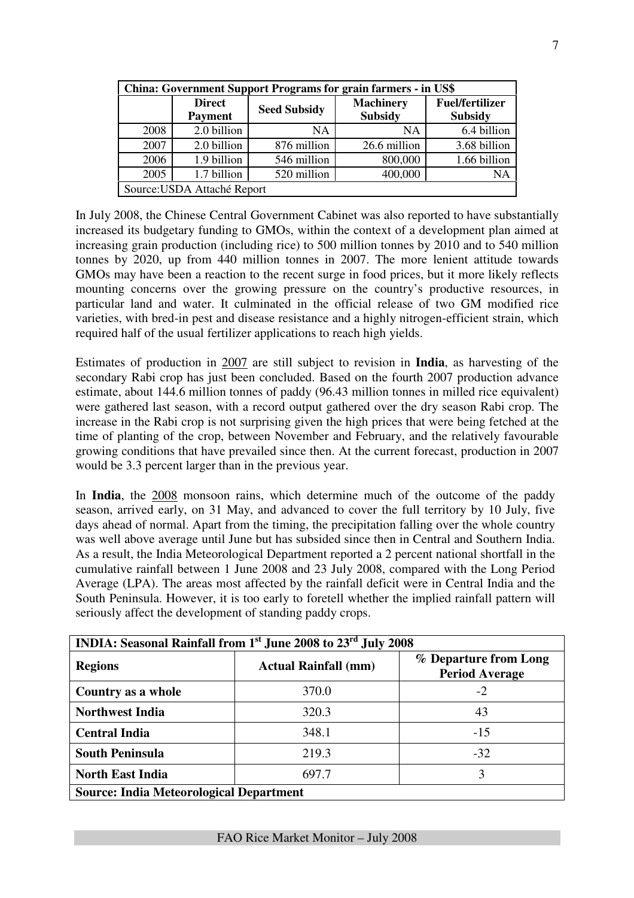| China: Government Support Programs for grain farmers - in US$ | | | | |
|---|---|---|---|---|
| | **Direct Payment** | **Seed Subsidy** | **Machinery Subsidy** | **Fuel/fertilizer Subsidy** |
| 2008 | 2.0 billion | NA | NA | 6.4 billion |
| 2007 | 2.0 billion | 876 million | 26.6 million | 3.68 billion |
| 2006 | 1.9 billion | 546 million | 800,000 | 1.66 billion |
| 2005 | 1.7 billion | 520 million | 400,000 | NA |
| Source:USDA Attaché Report | | | | |

In July 2008, the Chinese Central Government Cabinet was also reported to have substantially increased its budgetary funding to GMOs, within the context of a development plan aimed at increasing grain production (including rice) to 500 million tonnes by 2010 and to 540 million tonnes by 2020, up from 440 million tonnes in 2007. The more lenient attitude towards GMOs may have been a reaction to the recent surge in food prices, but it more likely reflects mounting concerns over the growing pressure on the country's productive resources, in particular land and water. It culminated in the official release of two GM modified rice varieties, with bred-in pest and disease resistance and a highly nitrogen-efficient strain, which required half of the usual fertilizer applications to reach high yields.

Estimates of production in 2007 are still subject to revision in **India**, as harvesting of the secondary Rabi crop has just been concluded. Based on the fourth 2007 production advance estimate, about 144.6 million tonnes of paddy (96.43 million tonnes in milled rice equivalent) were gathered last season, with a record output gathered over the dry season Rabi crop. The increase in the Rabi crop is not surprising given the high prices that were being fetched at the time of planting of the crop, between November and February, and the relatively favourable growing conditions that have prevailed since then. At the current forecast, production in 2007 would be 3.3 percent larger than in the previous year.

In **India**, the 2008 monsoon rains, which determine much of the outcome of the paddy season, arrived early, on 31 May, and advanced to cover the full territory by 10 July, five days ahead of normal. Apart from the timing, the precipitation falling over the whole country was well above average until June but has subsided since then in Central and Southern India. As a result, the India Meteorological Department reported a 2 percent national shortfall in the cumulative rainfall between 1 June 2008 and 23 July 2008, compared with the Long Period Average (LPA). The areas most affected by the rainfall deficit were in Central India and the South Peninsula. However, it is too early to foretell whether the implied rainfall pattern will seriously affect the development of standing paddy crops.

| INDIA: Seasonal Rainfall from 1st June 2008 to 23rd July 2008 | | |
|---|---|---|
| **Regions** | **Actual Rainfall (mm)** | **% Departure from Long Period Average** |
| **Country as a whole** | 370.0 | -2 |
| **Northwest India** | 320.3 | 43 |
| **Central India** | 348.1 | -15 |
| **South Peninsula** | 219.3 | -32 |
| **North East India** | 697.7 | 3 |
| **Source: India Meteorological Department** | | |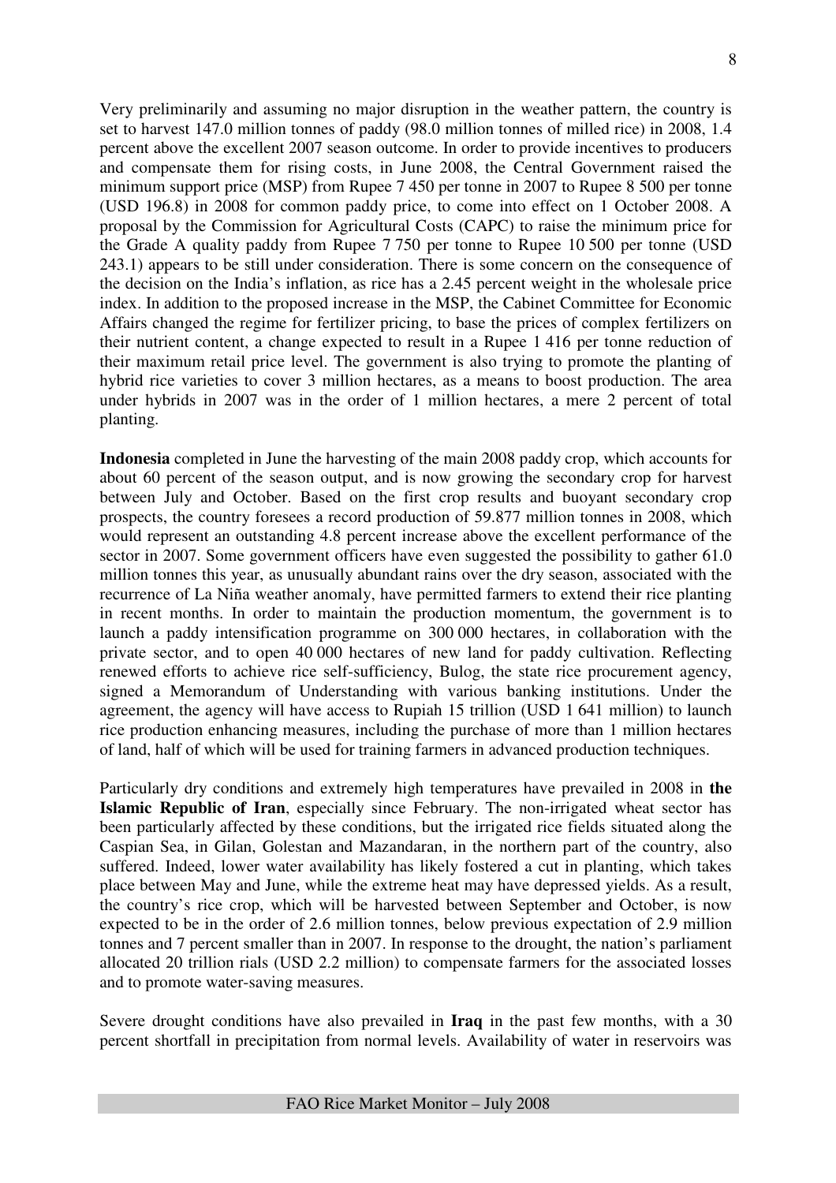Very preliminarily and assuming no major disruption in the weather pattern, the country is set to harvest 147.0 million tonnes of paddy (98.0 million tonnes of milled rice) in 2008, 1.4 percent above the excellent 2007 season outcome. In order to provide incentives to producers and compensate them for rising costs, in June 2008, the Central Government raised the minimum support price (MSP) from Rupee 7 450 per tonne in 2007 to Rupee 8 500 per tonne (USD 196.8) in 2008 for common paddy price, to come into effect on 1 October 2008. A proposal by the Commission for Agricultural Costs (CAPC) to raise the minimum price for the Grade A quality paddy from Rupee 7 750 per tonne to Rupee 10 500 per tonne (USD 243.1) appears to be still under consideration. There is some concern on the consequence of the decision on the India's inflation, as rice has a 2.45 percent weight in the wholesale price index. In addition to the proposed increase in the MSP, the Cabinet Committee for Economic Affairs changed the regime for fertilizer pricing, to base the prices of complex fertilizers on their nutrient content, a change expected to result in a Rupee 1 416 per tonne reduction of their maximum retail price level. The government is also trying to promote the planting of hybrid rice varieties to cover 3 million hectares, as a means to boost production. The area under hybrids in 2007 was in the order of 1 million hectares, a mere 2 percent of total planting.

**Indonesia** completed in June the harvesting of the main 2008 paddy crop, which accounts for about 60 percent of the season output, and is now growing the secondary crop for harvest between July and October. Based on the first crop results and buoyant secondary crop prospects, the country foresees a record production of 59.877 million tonnes in 2008, which would represent an outstanding 4.8 percent increase above the excellent performance of the sector in 2007. Some government officers have even suggested the possibility to gather 61.0 million tonnes this year, as unusually abundant rains over the dry season, associated with the recurrence of La Niña weather anomaly, have permitted farmers to extend their rice planting in recent months. In order to maintain the production momentum, the government is to launch a paddy intensification programme on 300 000 hectares, in collaboration with the private sector, and to open 40 000 hectares of new land for paddy cultivation. Reflecting renewed efforts to achieve rice self-sufficiency, Bulog, the state rice procurement agency, signed a Memorandum of Understanding with various banking institutions. Under the agreement, the agency will have access to Rupiah 15 trillion (USD 1 641 million) to launch rice production enhancing measures, including the purchase of more than 1 million hectares of land, half of which will be used for training farmers in advanced production techniques.

Particularly dry conditions and extremely high temperatures have prevailed in 2008 in **the Islamic Republic of Iran**, especially since February. The non-irrigated wheat sector has been particularly affected by these conditions, but the irrigated rice fields situated along the Caspian Sea, in Gilan, Golestan and Mazandaran, in the northern part of the country, also suffered. Indeed, lower water availability has likely fostered a cut in planting, which takes place between May and June, while the extreme heat may have depressed yields. As a result, the country's rice crop, which will be harvested between September and October, is now expected to be in the order of 2.6 million tonnes, below previous expectation of 2.9 million tonnes and 7 percent smaller than in 2007. In response to the drought, the nation's parliament allocated 20 trillion rials (USD 2.2 million) to compensate farmers for the associated losses and to promote water-saving measures.

Severe drought conditions have also prevailed in **Iraq** in the past few months, with a 30 percent shortfall in precipitation from normal levels. Availability of water in reservoirs was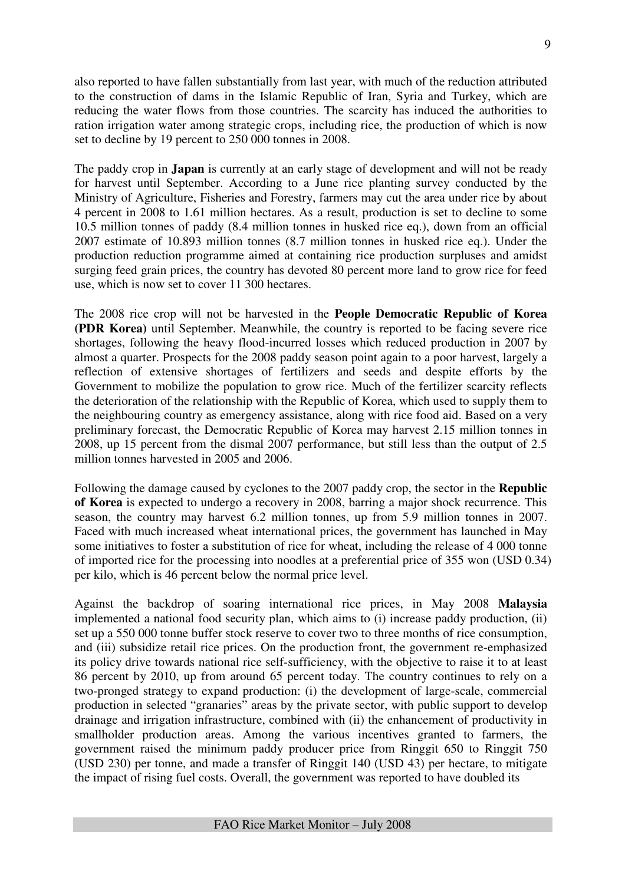also reported to have fallen substantially from last year, with much of the reduction attributed to the construction of dams in the Islamic Republic of Iran, Syria and Turkey, which are reducing the water flows from those countries. The scarcity has induced the authorities to ration irrigation water among strategic crops, including rice, the production of which is now set to decline by 19 percent to 250 000 tonnes in 2008.

The paddy crop in **Japan** is currently at an early stage of development and will not be ready for harvest until September. According to a June rice planting survey conducted by the Ministry of Agriculture, Fisheries and Forestry, farmers may cut the area under rice by about 4 percent in 2008 to 1.61 million hectares. As a result, production is set to decline to some 10.5 million tonnes of paddy (8.4 million tonnes in husked rice eq.), down from an official 2007 estimate of 10.893 million tonnes (8.7 million tonnes in husked rice eq.). Under the production reduction programme aimed at containing rice production surpluses and amidst surging feed grain prices, the country has devoted 80 percent more land to grow rice for feed use, which is now set to cover 11 300 hectares.

The 2008 rice crop will not be harvested in the **People Democratic Republic of Korea (PDR Korea)** until September. Meanwhile, the country is reported to be facing severe rice shortages, following the heavy flood-incurred losses which reduced production in 2007 by almost a quarter. Prospects for the 2008 paddy season point again to a poor harvest, largely a reflection of extensive shortages of fertilizers and seeds and despite efforts by the Government to mobilize the population to grow rice. Much of the fertilizer scarcity reflects the deterioration of the relationship with the Republic of Korea, which used to supply them to the neighbouring country as emergency assistance, along with rice food aid. Based on a very preliminary forecast, the Democratic Republic of Korea may harvest 2.15 million tonnes in 2008, up 15 percent from the dismal 2007 performance, but still less than the output of 2.5 million tonnes harvested in 2005 and 2006.

Following the damage caused by cyclones to the 2007 paddy crop, the sector in the **Republic of Korea** is expected to undergo a recovery in 2008, barring a major shock recurrence. This season, the country may harvest 6.2 million tonnes, up from 5.9 million tonnes in 2007. Faced with much increased wheat international prices, the government has launched in May some initiatives to foster a substitution of rice for wheat, including the release of 4 000 tonne of imported rice for the processing into noodles at a preferential price of 355 won (USD 0.34) per kilo, which is 46 percent below the normal price level.

Against the backdrop of soaring international rice prices, in May 2008 **Malaysia** implemented a national food security plan, which aims to (i) increase paddy production, (ii) set up a 550 000 tonne buffer stock reserve to cover two to three months of rice consumption, and (iii) subsidize retail rice prices. On the production front, the government re-emphasized its policy drive towards national rice self-sufficiency, with the objective to raise it to at least 86 percent by 2010, up from around 65 percent today. The country continues to rely on a two-pronged strategy to expand production: (i) the development of large-scale, commercial production in selected "granaries" areas by the private sector, with public support to develop drainage and irrigation infrastructure, combined with (ii) the enhancement of productivity in smallholder production areas. Among the various incentives granted to farmers, the government raised the minimum paddy producer price from Ringgit 650 to Ringgit 750 (USD 230) per tonne, and made a transfer of Ringgit 140 (USD 43) per hectare, to mitigate the impact of rising fuel costs. Overall, the government was reported to have doubled its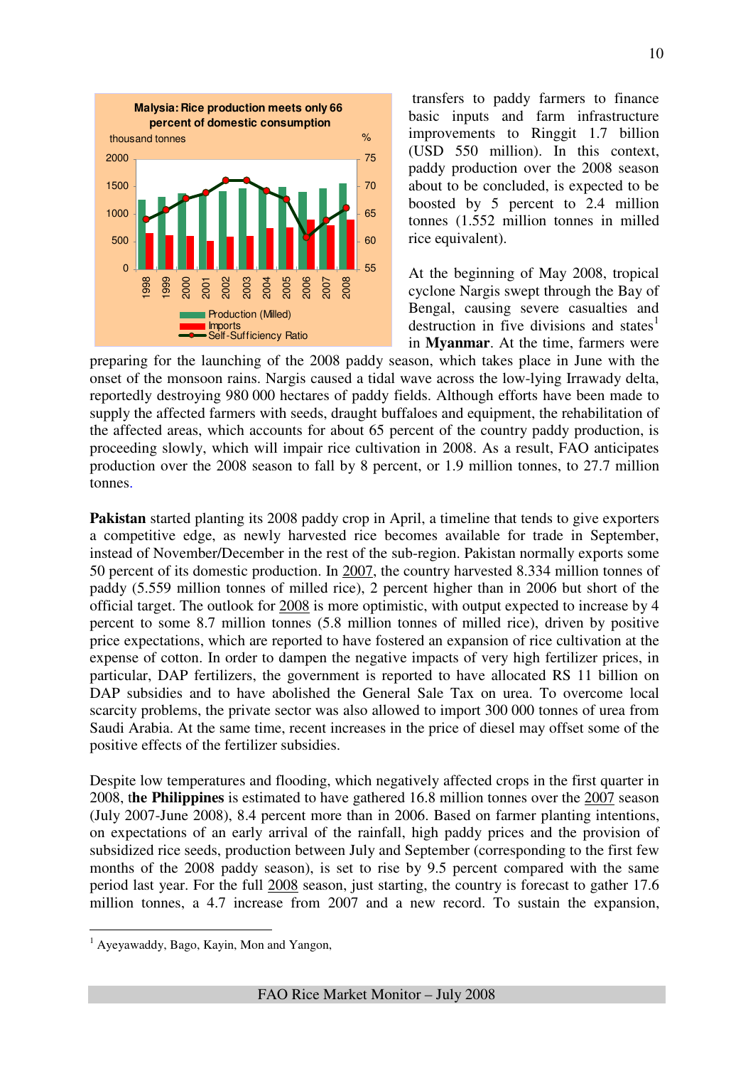**Malysia: Rice production meets only 66 percent of domestic consumption**

transfers to paddy farmers to finance basic inputs and farm infrastructure improvements to Ringgit 1.7 billion (USD 550 million). In this context, paddy production over the 2008 season about to be concluded, is expected to be boosted by 5 percent to 2.4 million tonnes (1.552 million tonnes in milled rice equivalent).

At the beginning of May 2008, tropical cyclone Nargis swept through the Bay of Bengal, causing severe casualties and destruction in five divisions and states[1] in **Myanmar**. At the time, farmers were preparing for the launching of the 2008 paddy season, which takes place in June with the onset of the monsoon rains. Nargis caused a tidal wave across the low-lying Irrawady delta, reportedly destroying 980 000 hectares of paddy fields. Although efforts have been made to supply the affected farmers with seeds, draught buffaloes and equipment, the rehabilitation of the affected areas, which accounts for about 65 percent of the country paddy production, is proceeding slowly, which will impair rice cultivation in 2008. As a result, FAO anticipates production over the 2008 season to fall by 8 percent, or 1.9 million tonnes, to 27.7 million tonnes.

**Pakistan** started planting its 2008 paddy crop in April, a timeline that tends to give exporters a competitive edge, as newly harvested rice becomes available for trade in September, instead of November/December in the rest of the sub-region. Pakistan normally exports some 50 percent of its domestic production. In 2007, the country harvested 8.334 million tonnes of paddy (5.559 million tonnes of milled rice), 2 percent higher than in 2006 but short of the official target. The outlook for 2008 is more optimistic, with output expected to increase by 4 percent to some 8.7 million tonnes (5.8 million tonnes of milled rice), driven by positive price expectations, which are reported to have fostered an expansion of rice cultivation at the expense of cotton. In order to dampen the negative impacts of very high fertilizer prices, in particular, DAP fertilizers, the government is reported to have allocated RS 11 billion on DAP subsidies and to have abolished the General Sale Tax on urea. To overcome local scarcity problems, the private sector was also allowed to import 300 000 tonnes of urea from Saudi Arabia. At the same time, recent increases in the price of diesel may offset some of the positive effects of the fertilizer subsidies.

Despite low temperatures and flooding, which negatively affected crops in the first quarter in 2008, t**he Philippines** is estimated to have gathered 16.8 million tonnes over the 2007 season (July 2007-June 2008), 8.4 percent more than in 2006. Based on farmer planting intentions, on expectations of an early arrival of the rainfall, high paddy prices and the provision of subsidized rice seeds, production between July and September (corresponding to the first few months of the 2008 paddy season), is set to rise by 9.5 percent compared with the same period last year. For the full 2008 season, just starting, the country is forecast to gather 17.6 million tonnes, a 4.7 increase from 2007 and a new record. To sustain the expansion,

---

[1] Ayeyawaddy, Bago, Kayin, Mon and Yangon,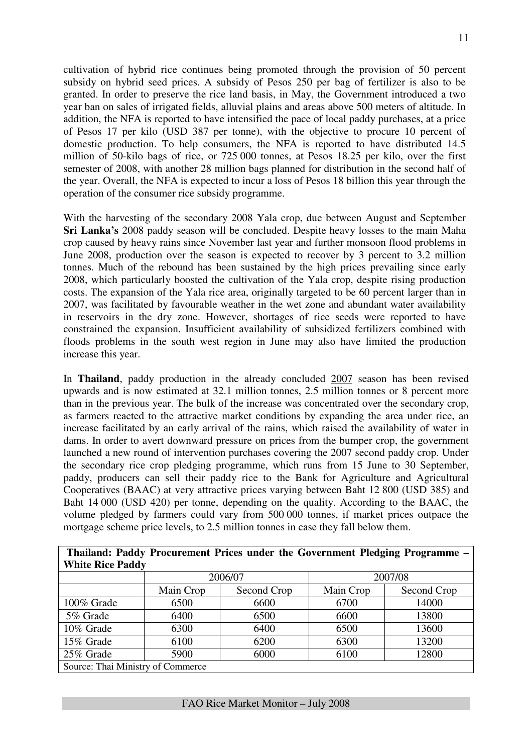cultivation of hybrid rice continues being promoted through the provision of 50 percent subsidy on hybrid seed prices. A subsidy of Pesos 250 per bag of fertilizer is also to be granted. In order to preserve the rice land basis, in May, the Government introduced a two year ban on sales of irrigated fields, alluvial plains and areas above 500 meters of altitude. In addition, the NFA is reported to have intensified the pace of local paddy purchases, at a price of Pesos 17 per kilo (USD 387 per tonne), with the objective to procure 10 percent of domestic production. To help consumers, the NFA is reported to have distributed 14.5 million of 50-kilo bags of rice, or 725 000 tonnes, at Pesos 18.25 per kilo, over the first semester of 2008, with another 28 million bags planned for distribution in the second half of the year. Overall, the NFA is expected to incur a loss of Pesos 18 billion this year through the operation of the consumer rice subsidy programme.

With the harvesting of the secondary 2008 Yala crop, due between August and September **Sri Lanka's** 2008 paddy season will be concluded. Despite heavy losses to the main Maha crop caused by heavy rains since November last year and further monsoon flood problems in June 2008, production over the season is expected to recover by 3 percent to 3.2 million tonnes. Much of the rebound has been sustained by the high prices prevailing since early 2008, which particularly boosted the cultivation of the Yala crop, despite rising production costs. The expansion of the Yala rice area, originally targeted to be 60 percent larger than in 2007, was facilitated by favourable weather in the wet zone and abundant water availability in reservoirs in the dry zone. However, shortages of rice seeds were reported to have constrained the expansion. Insufficient availability of subsidized fertilizers combined with floods problems in the south west region in June may also have limited the production increase this year.

In **Thailand**, paddy production in the already concluded <u>2007</u> season has been revised upwards and is now estimated at 32.1 million tonnes, 2.5 million tonnes or 8 percent more than in the previous year. The bulk of the increase was concentrated over the secondary crop, as farmers reacted to the attractive market conditions by expanding the area under rice, an increase facilitated by an early arrival of the rains, which raised the availability of water in dams. In order to avert downward pressure on prices from the bumper crop, the government launched a new round of intervention purchases covering the 2007 second paddy crop. Under the secondary rice crop pledging programme, which runs from 15 June to 30 September, paddy, producers can sell their paddy rice to the Bank for Agriculture and Agricultural Cooperatives (BAAC) at very attractive prices varying between Baht 12 800 (USD 385) and Baht 14 000 (USD 420) per tonne, depending on the quality. According to the BAAC, the volume pledged by farmers could vary from 500 000 tonnes, if market prices outpace the mortgage scheme price levels, to 2.5 million tonnes in case they fall below them.

**Thailand: Paddy Procurement Prices under the Government Pledging Programme – White Rice Paddy**

| | 2006/07 | | 2007/08 | |
|---|---|---|---|---|
| | Main Crop | Second Crop | Main Crop | Second Crop |
| 100% Grade | 6500 | 6600 | 6700 | 14000 |
| 5% Grade | 6400 | 6500 | 6600 | 13800 |
| 10% Grade | 6300 | 6400 | 6500 | 13600 |
| 15% Grade | 6100 | 6200 | 6300 | 13200 |
| 25% Grade | 5900 | 6000 | 6100 | 12800 |

Source: Thai Ministry of Commerce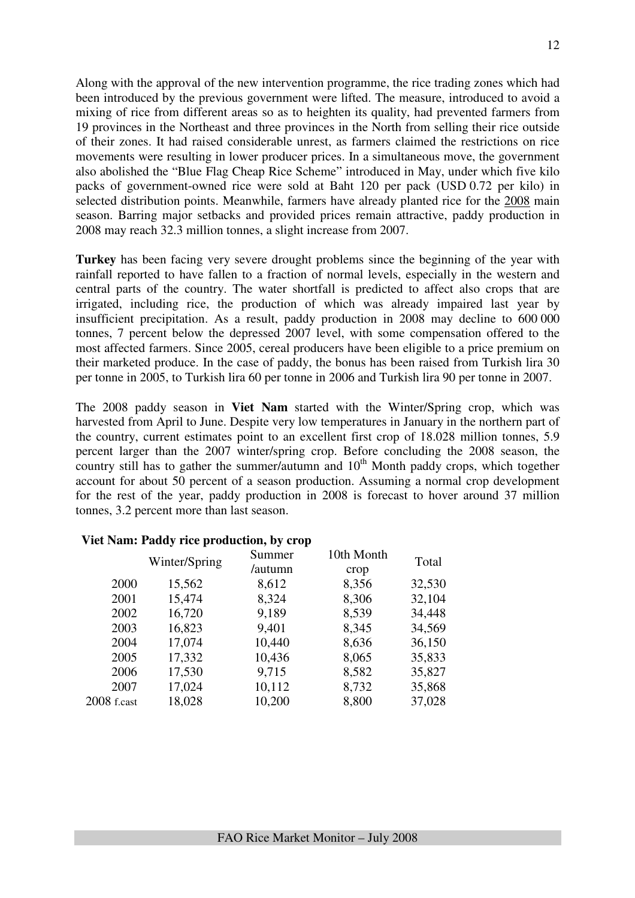Along with the approval of the new intervention programme, the rice trading zones which had been introduced by the previous government were lifted. The measure, introduced to avoid a mixing of rice from different areas so as to heighten its quality, had prevented farmers from 19 provinces in the Northeast and three provinces in the North from selling their rice outside of their zones. It had raised considerable unrest, as farmers claimed the restrictions on rice movements were resulting in lower producer prices. In a simultaneous move, the government also abolished the "Blue Flag Cheap Rice Scheme" introduced in May, under which five kilo packs of government-owned rice were sold at Baht 120 per pack (USD 0.72 per kilo) in selected distribution points. Meanwhile, farmers have already planted rice for the 2008 main season. Barring major setbacks and provided prices remain attractive, paddy production in 2008 may reach 32.3 million tonnes, a slight increase from 2007.

**Turkey** has been facing very severe drought problems since the beginning of the year with rainfall reported to have fallen to a fraction of normal levels, especially in the western and central parts of the country. The water shortfall is predicted to affect also crops that are irrigated, including rice, the production of which was already impaired last year by insufficient precipitation. As a result, paddy production in 2008 may decline to 600 000 tonnes, 7 percent below the depressed 2007 level, with some compensation offered to the most affected farmers. Since 2005, cereal producers have been eligible to a price premium on their marketed produce. In the case of paddy, the bonus has been raised from Turkish lira 30 per tonne in 2005, to Turkish lira 60 per tonne in 2006 and Turkish lira 90 per tonne in 2007.

The 2008 paddy season in **Viet Nam** started with the Winter/Spring crop, which was harvested from April to June. Despite very low temperatures in January in the northern part of the country, current estimates point to an excellent first crop of 18.028 million tonnes, 5.9 percent larger than the 2007 winter/spring crop. Before concluding the 2008 season, the country still has to gather the summer/autumn and 10th Month paddy crops, which together account for about 50 percent of a season production. Assuming a normal crop development for the rest of the year, paddy production in 2008 is forecast to hover around 37 million tonnes, 3.2 percent more than last season.

**Viet Nam: Paddy rice production, by crop**

| | Winter/Spring | Summer /autumn | 10th Month crop | Total |
|---|---|---|---|---|
| 2000 | 15,562 | 8,612 | 8,356 | 32,530 |
| 2001 | 15,474 | 8,324 | 8,306 | 32,104 |
| 2002 | 16,720 | 9,189 | 8,539 | 34,448 |
| 2003 | 16,823 | 9,401 | 8,345 | 34,569 |
| 2004 | 17,074 | 10,440 | 8,636 | 36,150 |
| 2005 | 17,332 | 10,436 | 8,065 | 35,833 |
| 2006 | 17,530 | 9,715 | 8,582 | 35,827 |
| 2007 | 17,024 | 10,112 | 8,732 | 35,868 |
| 2008 f.cast | 18,028 | 10,200 | 8,800 | 37,028 |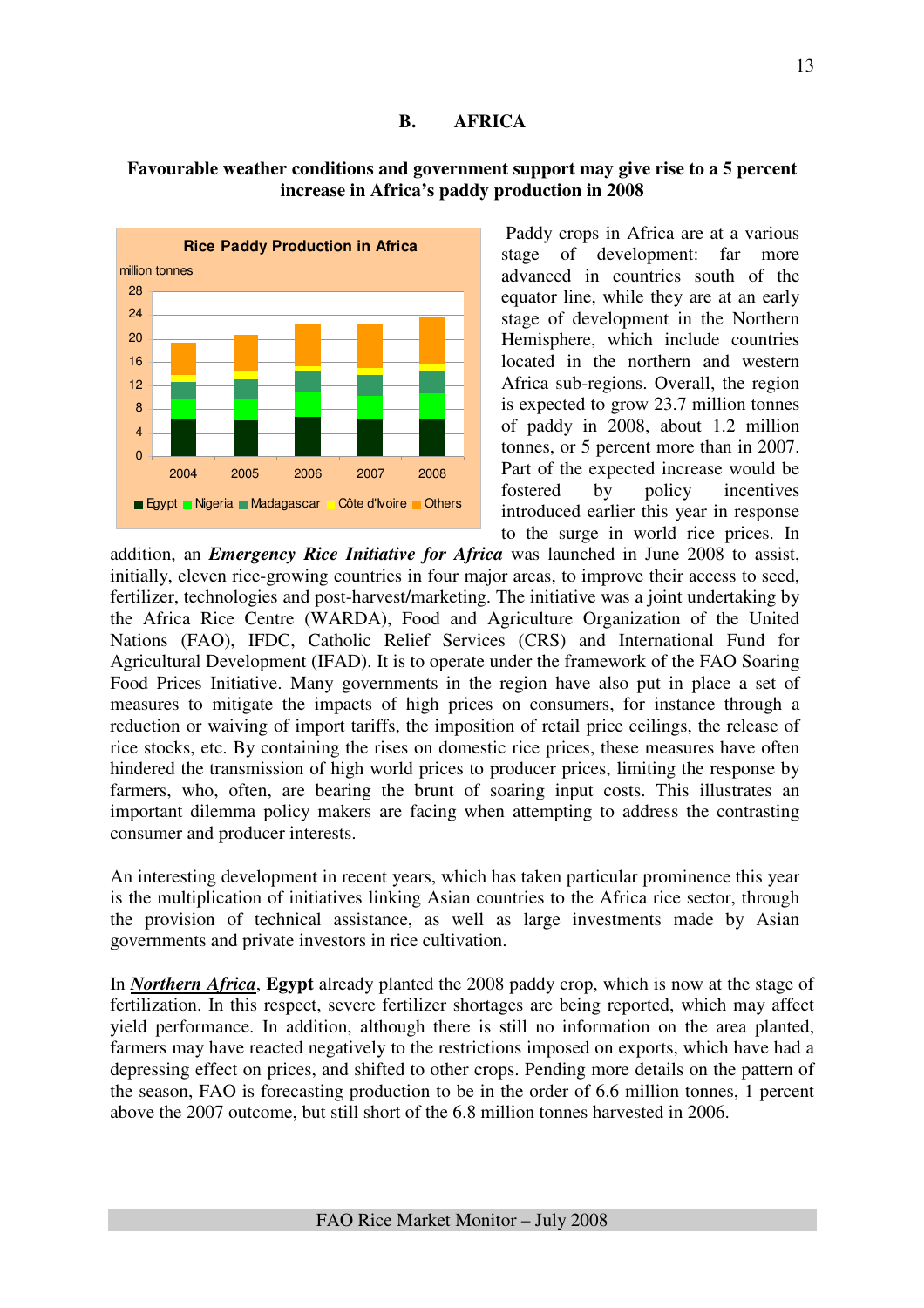## B. AFRICA

### Favourable weather conditions and government support may give rise to a 5 percent increase in Africa's paddy production in 2008

Paddy crops in Africa are at a various stage of development: far more advanced in countries south of the equator line, while they are at an early stage of development in the Northern Hemisphere, which include countries located in the northern and western Africa sub-regions. Overall, the region is expected to grow 23.7 million tonnes of paddy in 2008, about 1.2 million tonnes, or 5 percent more than in 2007. Part of the expected increase would be fostered by policy incentives introduced earlier this year in response to the surge in world rice prices. In addition, an ***Emergency Rice Initiative for Africa*** was launched in June 2008 to assist, initially, eleven rice-growing countries in four major areas, to improve their access to seed, fertilizer, technologies and post-harvest/marketing. The initiative was a joint undertaking by the Africa Rice Centre (WARDA), Food and Agriculture Organization of the United Nations (FAO), IFDC, Catholic Relief Services (CRS) and International Fund for Agricultural Development (IFAD). It is to operate under the framework of the FAO Soaring Food Prices Initiative. Many governments in the region have also put in place a set of measures to mitigate the impacts of high prices on consumers, for instance through a reduction or waiving of import tariffs, the imposition of retail price ceilings, the release of rice stocks, etc. By containing the rises on domestic rice prices, these measures have often hindered the transmission of high world prices to producer prices, limiting the response by farmers, who, often, are bearing the brunt of soaring input costs. This illustrates an important dilemma policy makers are facing when attempting to address the contrasting consumer and producer interests.

An interesting development in recent years, which has taken particular prominence this year is the multiplication of initiatives linking Asian countries to the Africa rice sector, through the provision of technical assistance, as well as large investments made by Asian governments and private investors in rice cultivation.

In ***Northern Africa***, **Egypt** already planted the 2008 paddy crop, which is now at the stage of fertilization. In this respect, severe fertilizer shortages are being reported, which may affect yield performance. In addition, although there is still no information on the area planted, farmers may have reacted negatively to the restrictions imposed on exports, which have had a depressing effect on prices, and shifted to other crops. Pending more details on the pattern of the season, FAO is forecasting production to be in the order of 6.6 million tonnes, 1 percent above the 2007 outcome, but still short of the 6.8 million tonnes harvested in 2006.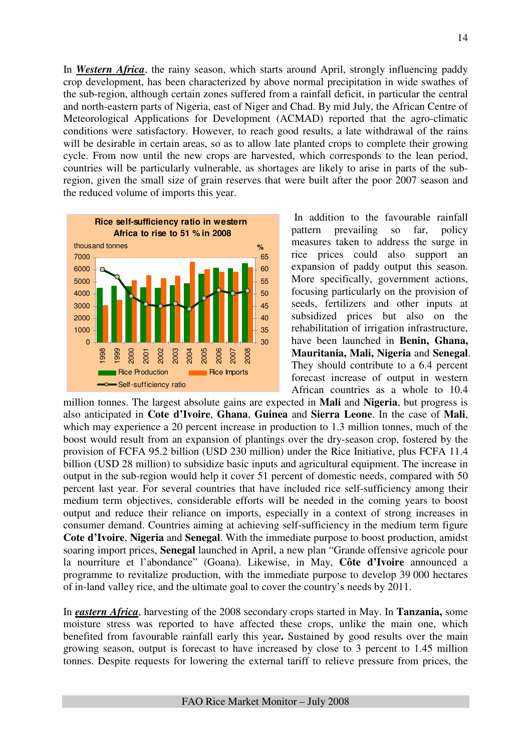In ***Western Africa***, the rainy season, which starts around April, strongly influencing paddy crop development, has been characterized by above normal precipitation in wide swathes of the sub-region, although certain zones suffered from a rainfall deficit, in particular the central and north-eastern parts of Nigeria, east of Niger and Chad. By mid July, the African Centre of Meteorological Applications for Development (ACMAD) reported that the agro-climatic conditions were satisfactory. However, to reach good results, a late withdrawal of the rains will be desirable in certain areas, so as to allow late planted crops to complete their growing cycle. From now until the new crops are harvested, which corresponds to the lean period, countries will be particularly vulnerable, as shortages are likely to arise in parts of the sub-region, given the small size of grain reserves that were built after the poor 2007 season and the reduced volume of imports this year.

**Rice self-sufficiency ratio in western Africa to rise to 51 % in 2008**

In addition to the favourable rainfall pattern prevailing so far, policy measures taken to address the surge in rice prices could also support an expansion of paddy output this season. More specifically, government actions, focusing particularly on the provision of seeds, fertilizers and other inputs at subsidized prices but also on the rehabilitation of irrigation infrastructure, have been launched in **Benin, Ghana, Mauritania, Mali, Nigeria** and **Senegal**. They should contribute to a 6.4 percent forecast increase of output in western African countries as a whole to 10.4 million tonnes. The largest absolute gains are expected in **Mali** and **Nigeria**, but progress is also anticipated in **Cote d'Ivoire**, **Ghana**, **Guinea** and **Sierra Leone**. In the case of **Mali**, which may experience a 20 percent increase in production to 1.3 million tonnes, much of the boost would result from an expansion of plantings over the dry-season crop, fostered by the provision of FCFA 95.2 billion (USD 230 million) under the Rice Initiative, plus FCFA 11.4 billion (USD 28 million) to subsidize basic inputs and agricultural equipment. The increase in output in the sub-region would help it cover 51 percent of domestic needs, compared with 50 percent last year. For several countries that have included rice self-sufficiency among their medium term objectives, considerable efforts will be needed in the coming years to boost output and reduce their reliance on imports, especially in a context of strong increases in consumer demand. Countries aiming at achieving self-sufficiency in the medium term figure **Cote d'Ivoire**, **Nigeria** and **Senegal**. With the immediate purpose to boost production, amidst soaring import prices, **Senegal** launched in April, a new plan "Grande offensive agricole pour la nourriture et l'abondance" (Goana). Likewise, in May, **Côte d'Ivoire** announced a programme to revitalize production, with the immediate purpose to develop 39 000 hectares of in-land valley rice, and the ultimate goal to cover the country's needs by 2011.

In ***eastern Africa***, harvesting of the 2008 secondary crops started in May. In **Tanzania,** some moisture stress was reported to have affected these crops, unlike the main one, which benefited from favourable rainfall early this year**.** Sustained by good results over the main growing season, output is forecast to have increased by close to 3 percent to 1.45 million tonnes. Despite requests for lowering the external tariff to relieve pressure from prices, the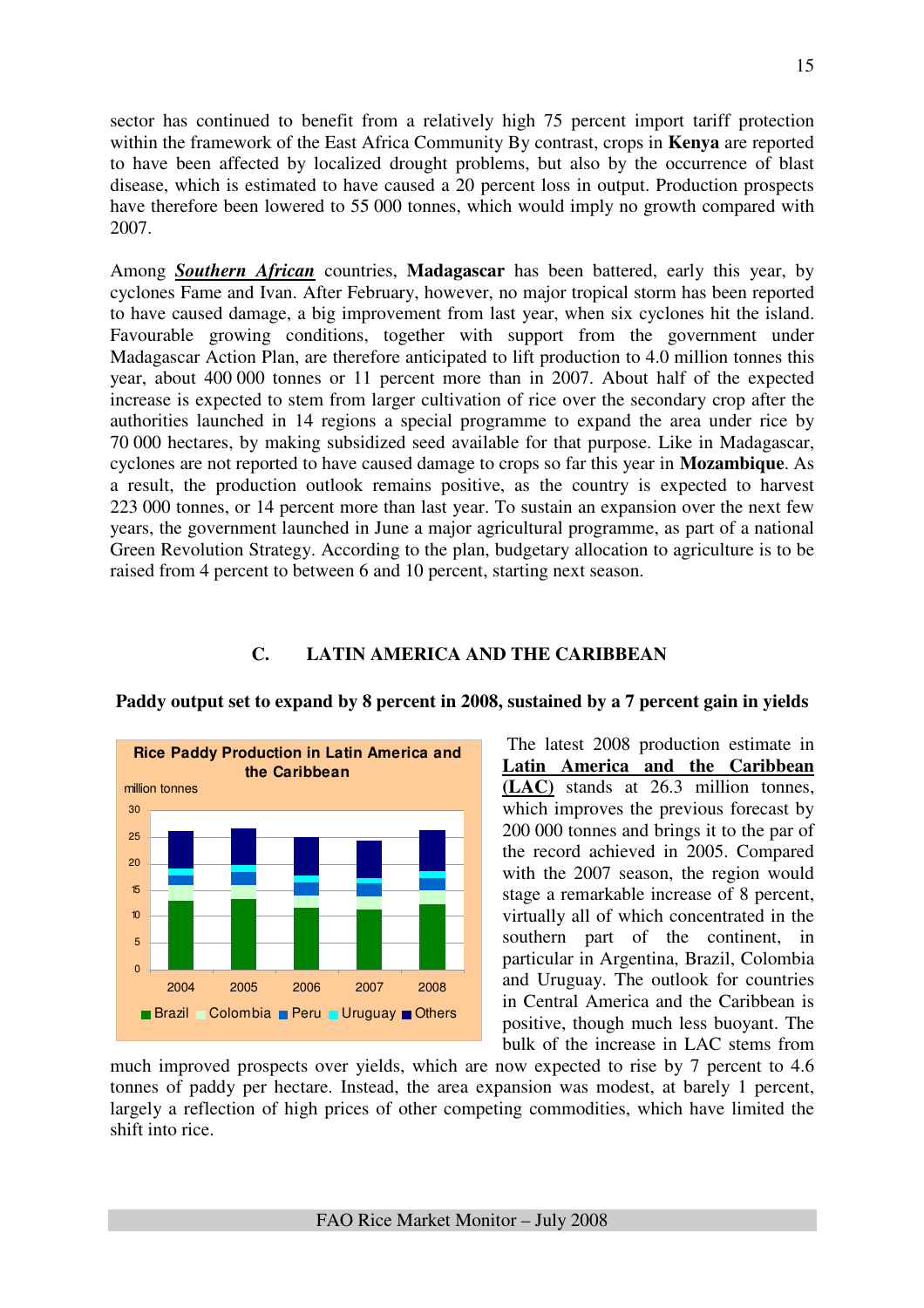sector has continued to benefit from a relatively high 75 percent import tariff protection within the framework of the East Africa Community By contrast, crops in **Kenya** are reported to have been affected by localized drought problems, but also by the occurrence of blast disease, which is estimated to have caused a 20 percent loss in output. Production prospects have therefore been lowered to 55 000 tonnes, which would imply no growth compared with 2007.

Among ***Southern African*** countries, **Madagascar** has been battered, early this year, by cyclones Fame and Ivan. After February, however, no major tropical storm has been reported to have caused damage, a big improvement from last year, when six cyclones hit the island. Favourable growing conditions, together with support from the government under Madagascar Action Plan, are therefore anticipated to lift production to 4.0 million tonnes this year, about 400 000 tonnes or 11 percent more than in 2007. About half of the expected increase is expected to stem from larger cultivation of rice over the secondary crop after the authorities launched in 14 regions a special programme to expand the area under rice by 70 000 hectares, by making subsidized seed available for that purpose. Like in Madagascar, cyclones are not reported to have caused damage to crops so far this year in **Mozambique**. As a result, the production outlook remains positive, as the country is expected to harvest 223 000 tonnes, or 14 percent more than last year. To sustain an expansion over the next few years, the government launched in June a major agricultural programme, as part of a national Green Revolution Strategy. According to the plan, budgetary allocation to agriculture is to be raised from 4 percent to between 6 and 10 percent, starting next season.

## C. LATIN AMERICA AND THE CARIBBEAN

**Paddy output set to expand by 8 percent in 2008, sustained by a 7 percent gain in yields**

**Rice Paddy Production in Latin America and the Caribbean**

million tonnes

Brazil, Colombia, Peru, Uruguay, Others — 2004, 2005, 2006, 2007, 2008

The latest 2008 production estimate in **Latin America and the Caribbean (LAC)** stands at 26.3 million tonnes, which improves the previous forecast by 200 000 tonnes and brings it to the par of the record achieved in 2005. Compared with the 2007 season, the region would stage a remarkable increase of 8 percent, virtually all of which concentrated in the southern part of the continent, in particular in Argentina, Brazil, Colombia and Uruguay. The outlook for countries in Central America and the Caribbean is positive, though much less buoyant. The bulk of the increase in LAC stems from much improved prospects over yields, which are now expected to rise by 7 percent to 4.6 tonnes of paddy per hectare. Instead, the area expansion was modest, at barely 1 percent, largely a reflection of high prices of other competing commodities, which have limited the shift into rice.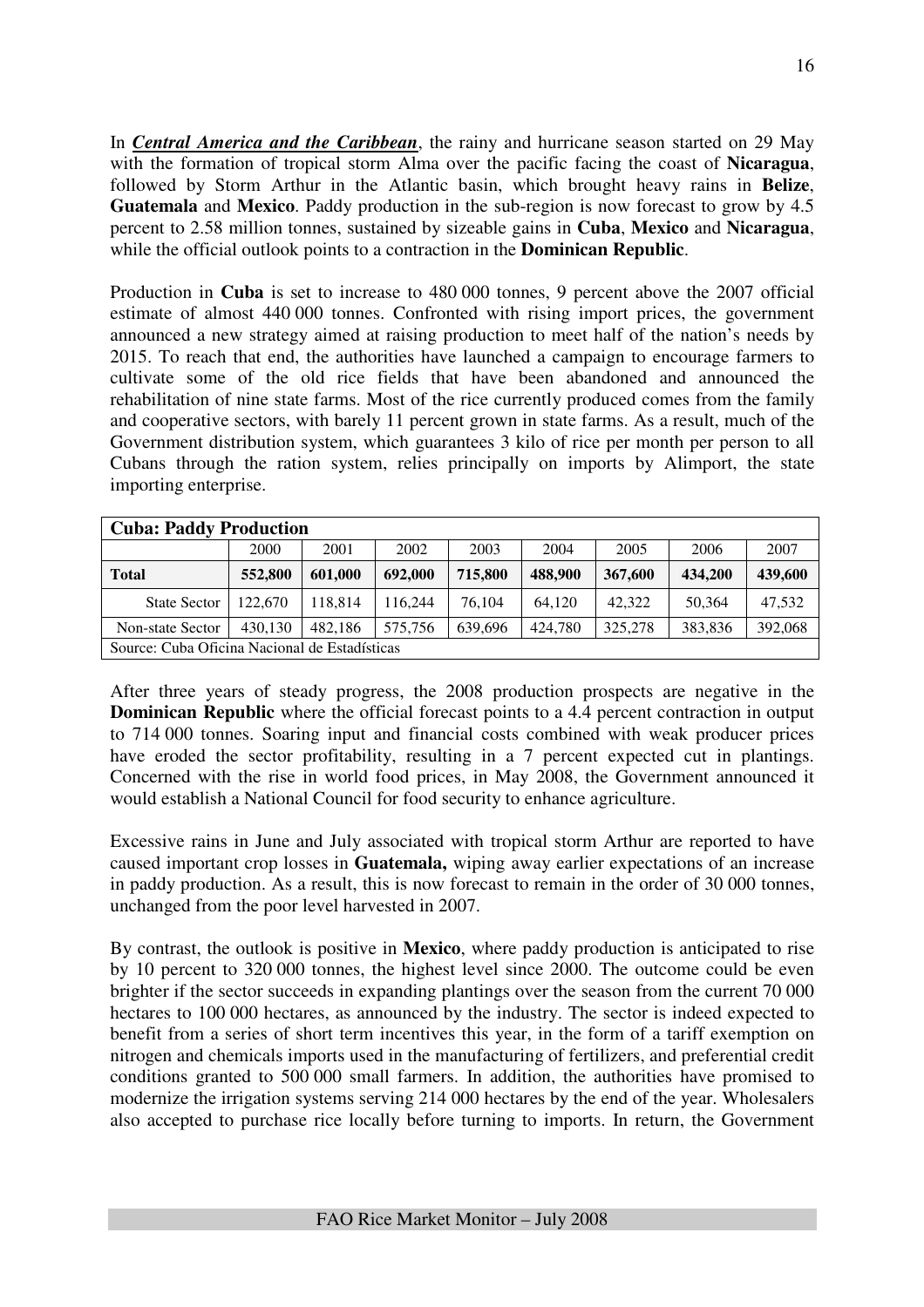In ***Central America and the Caribbean***, the rainy and hurricane season started on 29 May with the formation of tropical storm Alma over the pacific facing the coast of **Nicaragua**, followed by Storm Arthur in the Atlantic basin, which brought heavy rains in **Belize**, **Guatemala** and **Mexico**. Paddy production in the sub-region is now forecast to grow by 4.5 percent to 2.58 million tonnes, sustained by sizeable gains in **Cuba**, **Mexico** and **Nicaragua**, while the official outlook points to a contraction in the **Dominican Republic**.

Production in **Cuba** is set to increase to 480 000 tonnes, 9 percent above the 2007 official estimate of almost 440 000 tonnes. Confronted with rising import prices, the government announced a new strategy aimed at raising production to meet half of the nation's needs by 2015. To reach that end, the authorities have launched a campaign to encourage farmers to cultivate some of the old rice fields that have been abandoned and announced the rehabilitation of nine state farms. Most of the rice currently produced comes from the family and cooperative sectors, with barely 11 percent grown in state farms. As a result, much of the Government distribution system, which guarantees 3 kilo of rice per month per person to all Cubans through the ration system, relies principally on imports by Alimport, the state importing enterprise.

| **Cuba: Paddy Production** | | | | | | | | |
|---|---|---|---|---|---|---|---|---|
| | 2000 | 2001 | 2002 | 2003 | 2004 | 2005 | 2006 | 2007 |
| **Total** | **552,800** | **601,000** | **692,000** | **715,800** | **488,900** | **367,600** | **434,200** | **439,600** |
| State Sector | 122,670 | 118,814 | 116,244 | 76,104 | 64,120 | 42,322 | 50,364 | 47,532 |
| Non-state Sector | 430,130 | 482,186 | 575,756 | 639,696 | 424,780 | 325,278 | 383,836 | 392,068 |

Source: Cuba Oficina Nacional de Estadísticas

After three years of steady progress, the 2008 production prospects are negative in the **Dominican Republic** where the official forecast points to a 4.4 percent contraction in output to 714 000 tonnes. Soaring input and financial costs combined with weak producer prices have eroded the sector profitability, resulting in a 7 percent expected cut in plantings. Concerned with the rise in world food prices, in May 2008, the Government announced it would establish a National Council for food security to enhance agriculture.

Excessive rains in June and July associated with tropical storm Arthur are reported to have caused important crop losses in **Guatemala,** wiping away earlier expectations of an increase in paddy production. As a result, this is now forecast to remain in the order of 30 000 tonnes, unchanged from the poor level harvested in 2007.

By contrast, the outlook is positive in **Mexico**, where paddy production is anticipated to rise by 10 percent to 320 000 tonnes, the highest level since 2000. The outcome could be even brighter if the sector succeeds in expanding plantings over the season from the current 70 000 hectares to 100 000 hectares, as announced by the industry. The sector is indeed expected to benefit from a series of short term incentives this year, in the form of a tariff exemption on nitrogen and chemicals imports used in the manufacturing of fertilizers, and preferential credit conditions granted to 500 000 small farmers. In addition, the authorities have promised to modernize the irrigation systems serving 214 000 hectares by the end of the year. Wholesalers also accepted to purchase rice locally before turning to imports. In return, the Government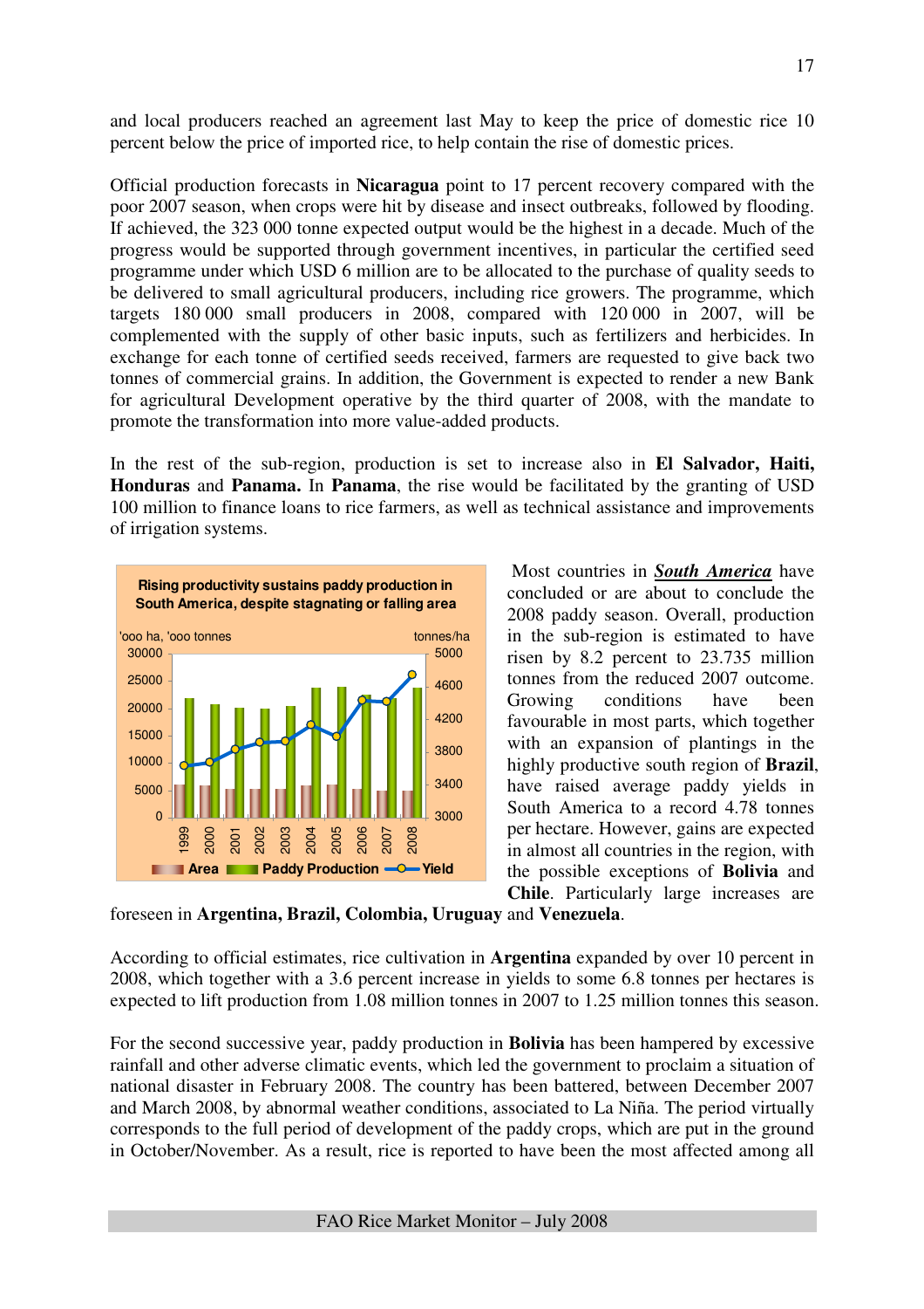and local producers reached an agreement last May to keep the price of domestic rice 10 percent below the price of imported rice, to help contain the rise of domestic prices.

Official production forecasts in **Nicaragua** point to 17 percent recovery compared with the poor 2007 season, when crops were hit by disease and insect outbreaks, followed by flooding. If achieved, the 323 000 tonne expected output would be the highest in a decade. Much of the progress would be supported through government incentives, in particular the certified seed programme under which USD 6 million are to be allocated to the purchase of quality seeds to be delivered to small agricultural producers, including rice growers. The programme, which targets 180 000 small producers in 2008, compared with 120 000 in 2007, will be complemented with the supply of other basic inputs, such as fertilizers and herbicides. In exchange for each tonne of certified seeds received, farmers are requested to give back two tonnes of commercial grains. In addition, the Government is expected to render a new Bank for agricultural Development operative by the third quarter of 2008, with the mandate to promote the transformation into more value-added products.

In the rest of the sub-region, production is set to increase also in **El Salvador, Haiti, Honduras** and **Panama.** In **Panama**, the rise would be facilitated by the granting of USD 100 million to finance loans to rice farmers, as well as technical assistance and improvements of irrigation systems.

**Rising productivity sustains paddy production in South America, despite stagnating or falling area**

'ooo ha, 'ooo tonnes / tonnes/ha

Area, Paddy Production, Yield (1999–2008)

Most countries in ***South America*** have concluded or are about to conclude the 2008 paddy season. Overall, production in the sub-region is estimated to have risen by 8.2 percent to 23.735 million tonnes from the reduced 2007 outcome. Growing conditions have been favourable in most parts, which together with an expansion of plantings in the highly productive south region of **Brazil**, have raised average paddy yields in South America to a record 4.78 tonnes per hectare. However, gains are expected in almost all countries in the region, with the possible exceptions of **Bolivia** and **Chile**. Particularly large increases are foreseen in **Argentina, Brazil, Colombia, Uruguay** and **Venezuela**.

According to official estimates, rice cultivation in **Argentina** expanded by over 10 percent in 2008, which together with a 3.6 percent increase in yields to some 6.8 tonnes per hectares is expected to lift production from 1.08 million tonnes in 2007 to 1.25 million tonnes this season.

For the second successive year, paddy production in **Bolivia** has been hampered by excessive rainfall and other adverse climatic events, which led the government to proclaim a situation of national disaster in February 2008. The country has been battered, between December 2007 and March 2008, by abnormal weather conditions, associated to La Niña. The period virtually corresponds to the full period of development of the paddy crops, which are put in the ground in October/November. As a result, rice is reported to have been the most affected among all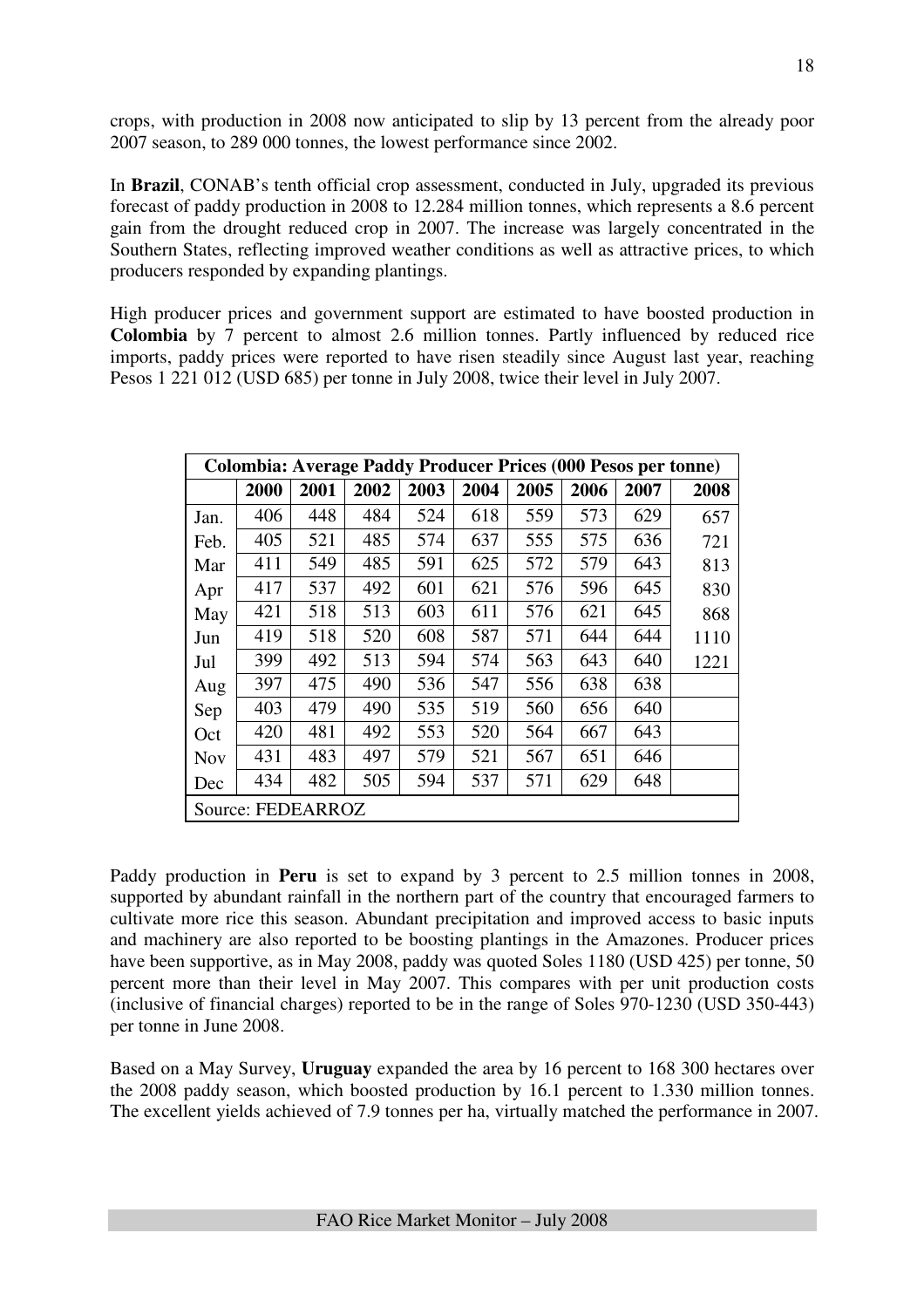crops, with production in 2008 now anticipated to slip by 13 percent from the already poor 2007 season, to 289 000 tonnes, the lowest performance since 2002.

In **Brazil**, CONAB's tenth official crop assessment, conducted in July, upgraded its previous forecast of paddy production in 2008 to 12.284 million tonnes, which represents a 8.6 percent gain from the drought reduced crop in 2007. The increase was largely concentrated in the Southern States, reflecting improved weather conditions as well as attractive prices, to which producers responded by expanding plantings.

High producer prices and government support are estimated to have boosted production in **Colombia** by 7 percent to almost 2.6 million tonnes. Partly influenced by reduced rice imports, paddy prices were reported to have risen steadily since August last year, reaching Pesos 1 221 012 (USD 685) per tonne in July 2008, twice their level in July 2007.

| **Colombia: Average Paddy Producer Prices (000 Pesos per tonne)** | | | | | | | | | |
|---|---|---|---|---|---|---|---|---|---|
| | **2000** | **2001** | **2002** | **2003** | **2004** | **2005** | **2006** | **2007** | **2008** |
| Jan. | 406 | 448 | 484 | 524 | 618 | 559 | 573 | 629 | 657 |
| Feb. | 405 | 521 | 485 | 574 | 637 | 555 | 575 | 636 | 721 |
| Mar | 411 | 549 | 485 | 591 | 625 | 572 | 579 | 643 | 813 |
| Apr | 417 | 537 | 492 | 601 | 621 | 576 | 596 | 645 | 830 |
| May | 421 | 518 | 513 | 603 | 611 | 576 | 621 | 645 | 868 |
| Jun | 419 | 518 | 520 | 608 | 587 | 571 | 644 | 644 | 1110 |
| Jul | 399 | 492 | 513 | 594 | 574 | 563 | 643 | 640 | 1221 |
| Aug | 397 | 475 | 490 | 536 | 547 | 556 | 638 | 638 | |
| Sep | 403 | 479 | 490 | 535 | 519 | 560 | 656 | 640 | |
| Oct | 420 | 481 | 492 | 553 | 520 | 564 | 667 | 643 | |
| Nov | 431 | 483 | 497 | 579 | 521 | 567 | 651 | 646 | |
| Dec | 434 | 482 | 505 | 594 | 537 | 571 | 629 | 648 | |
| Source: FEDEARROZ | | | | | | | | | |

Paddy production in **Peru** is set to expand by 3 percent to 2.5 million tonnes in 2008, supported by abundant rainfall in the northern part of the country that encouraged farmers to cultivate more rice this season. Abundant precipitation and improved access to basic inputs and machinery are also reported to be boosting plantings in the Amazones. Producer prices have been supportive, as in May 2008, paddy was quoted Soles 1180 (USD 425) per tonne, 50 percent more than their level in May 2007. This compares with per unit production costs (inclusive of financial charges) reported to be in the range of Soles 970-1230 (USD 350-443) per tonne in June 2008.

Based on a May Survey, **Uruguay** expanded the area by 16 percent to 168 300 hectares over the 2008 paddy season, which boosted production by 16.1 percent to 1.330 million tonnes. The excellent yields achieved of 7.9 tonnes per ha, virtually matched the performance in 2007.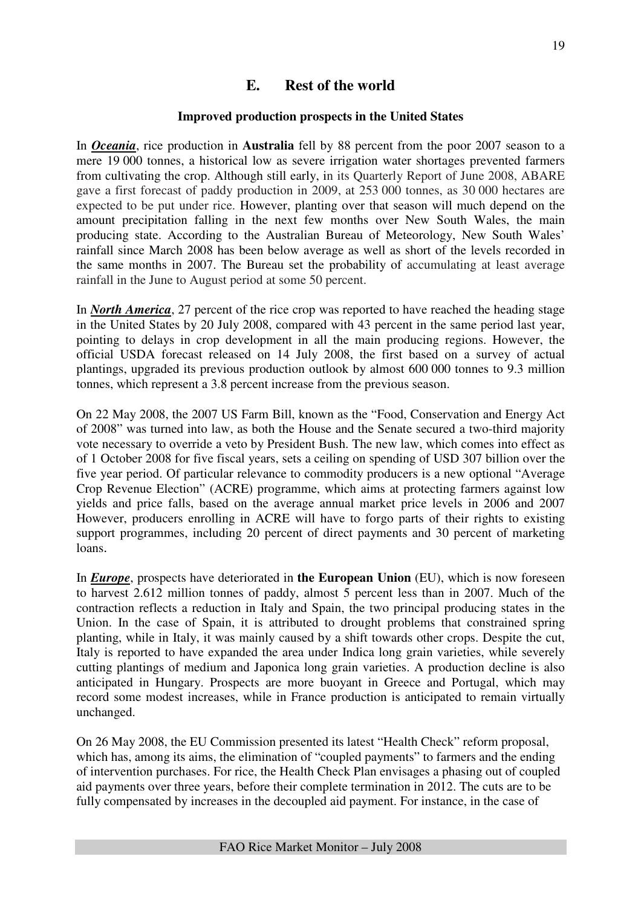## E. Rest of the world

**Improved production prospects in the United States**

In ***Oceania***, rice production in **Australia** fell by 88 percent from the poor 2007 season to a mere 19 000 tonnes, a historical low as severe irrigation water shortages prevented farmers from cultivating the crop. Although still early, in its Quarterly Report of June 2008, ABARE gave a first forecast of paddy production in 2009, at 253 000 tonnes, as 30 000 hectares are expected to be put under rice. However, planting over that season will much depend on the amount precipitation falling in the next few months over New South Wales, the main producing state. According to the Australian Bureau of Meteorology, New South Wales' rainfall since March 2008 has been below average as well as short of the levels recorded in the same months in 2007. The Bureau set the probability of accumulating at least average rainfall in the June to August period at some 50 percent.

In ***North America***, 27 percent of the rice crop was reported to have reached the heading stage in the United States by 20 July 2008, compared with 43 percent in the same period last year, pointing to delays in crop development in all the main producing regions. However, the official USDA forecast released on 14 July 2008, the first based on a survey of actual plantings, upgraded its previous production outlook by almost 600 000 tonnes to 9.3 million tonnes, which represent a 3.8 percent increase from the previous season.

On 22 May 2008, the 2007 US Farm Bill, known as the "Food, Conservation and Energy Act of 2008" was turned into law, as both the House and the Senate secured a two-third majority vote necessary to override a veto by President Bush. The new law, which comes into effect as of 1 October 2008 for five fiscal years, sets a ceiling on spending of USD 307 billion over the five year period. Of particular relevance to commodity producers is a new optional "Average Crop Revenue Election" (ACRE) programme, which aims at protecting farmers against low yields and price falls, based on the average annual market price levels in 2006 and 2007 However, producers enrolling in ACRE will have to forgo parts of their rights to existing support programmes, including 20 percent of direct payments and 30 percent of marketing loans.

In ***Europe***, prospects have deteriorated in **the European Union** (EU), which is now foreseen to harvest 2.612 million tonnes of paddy, almost 5 percent less than in 2007. Much of the contraction reflects a reduction in Italy and Spain, the two principal producing states in the Union. In the case of Spain, it is attributed to drought problems that constrained spring planting, while in Italy, it was mainly caused by a shift towards other crops. Despite the cut, Italy is reported to have expanded the area under Indica long grain varieties, while severely cutting plantings of medium and Japonica long grain varieties. A production decline is also anticipated in Hungary. Prospects are more buoyant in Greece and Portugal, which may record some modest increases, while in France production is anticipated to remain virtually unchanged.

On 26 May 2008, the EU Commission presented its latest "Health Check" reform proposal, which has, among its aims, the elimination of "coupled payments" to farmers and the ending of intervention purchases. For rice, the Health Check Plan envisages a phasing out of coupled aid payments over three years, before their complete termination in 2012. The cuts are to be fully compensated by increases in the decoupled aid payment. For instance, in the case of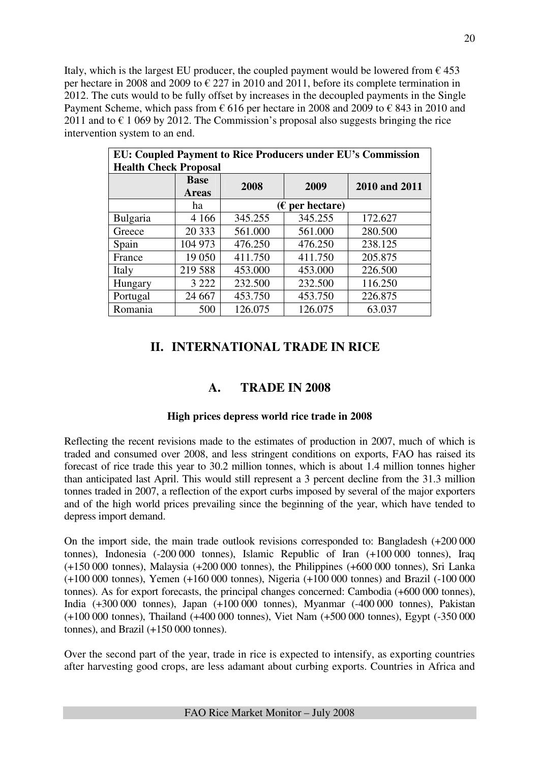Italy, which is the largest EU producer, the coupled payment would be lowered from € 453 per hectare in 2008 and 2009 to € 227 in 2010 and 2011, before its complete termination in 2012. The cuts would to be fully offset by increases in the decoupled payments in the Single Payment Scheme, which pass from € 616 per hectare in 2008 and 2009 to € 843 in 2010 and 2011 and to € 1 069 by 2012. The Commission's proposal also suggests bringing the rice intervention system to an end.

| **EU: Coupled Payment to Rice Producers under EU's Commission Health Check Proposal** | | | | |
|---|---|---|---|---|
| | **Base Areas** | **2008** | **2009** | **2010 and 2011** |
| | ha | (€ per hectare) | | |
| Bulgaria | 4 166 | 345.255 | 345.255 | 172.627 |
| Greece | 20 333 | 561.000 | 561.000 | 280.500 |
| Spain | 104 973 | 476.250 | 476.250 | 238.125 |
| France | 19 050 | 411.750 | 411.750 | 205.875 |
| Italy | 219 588 | 453.000 | 453.000 | 226.500 |
| Hungary | 3 222 | 232.500 | 232.500 | 116.250 |
| Portugal | 24 667 | 453.750 | 453.750 | 226.875 |
| Romania | 500 | 126.075 | 126.075 | 63.037 |

## II. INTERNATIONAL TRADE IN RICE

### A. TRADE IN 2008

#### High prices depress world rice trade in 2008

Reflecting the recent revisions made to the estimates of production in 2007, much of which is traded and consumed over 2008, and less stringent conditions on exports, FAO has raised its forecast of rice trade this year to 30.2 million tonnes, which is about 1.4 million tonnes higher than anticipated last April. This would still represent a 3 percent decline from the 31.3 million tonnes traded in 2007, a reflection of the export curbs imposed by several of the major exporters and of the high world prices prevailing since the beginning of the year, which have tended to depress import demand.

On the import side, the main trade outlook revisions corresponded to: Bangladesh (+200 000 tonnes), Indonesia (-200 000 tonnes), Islamic Republic of Iran (+100 000 tonnes), Iraq (+150 000 tonnes), Malaysia (+200 000 tonnes), the Philippines (+600 000 tonnes), Sri Lanka (+100 000 tonnes), Yemen (+160 000 tonnes), Nigeria (+100 000 tonnes) and Brazil (-100 000 tonnes). As for export forecasts, the principal changes concerned: Cambodia (+600 000 tonnes), India (+300 000 tonnes), Japan (+100 000 tonnes), Myanmar (-400 000 tonnes), Pakistan (+100 000 tonnes), Thailand (+400 000 tonnes), Viet Nam (+500 000 tonnes), Egypt (-350 000 tonnes), and Brazil (+150 000 tonnes).

Over the second part of the year, trade in rice is expected to intensify, as exporting countries after harvesting good crops, are less adamant about curbing exports. Countries in Africa and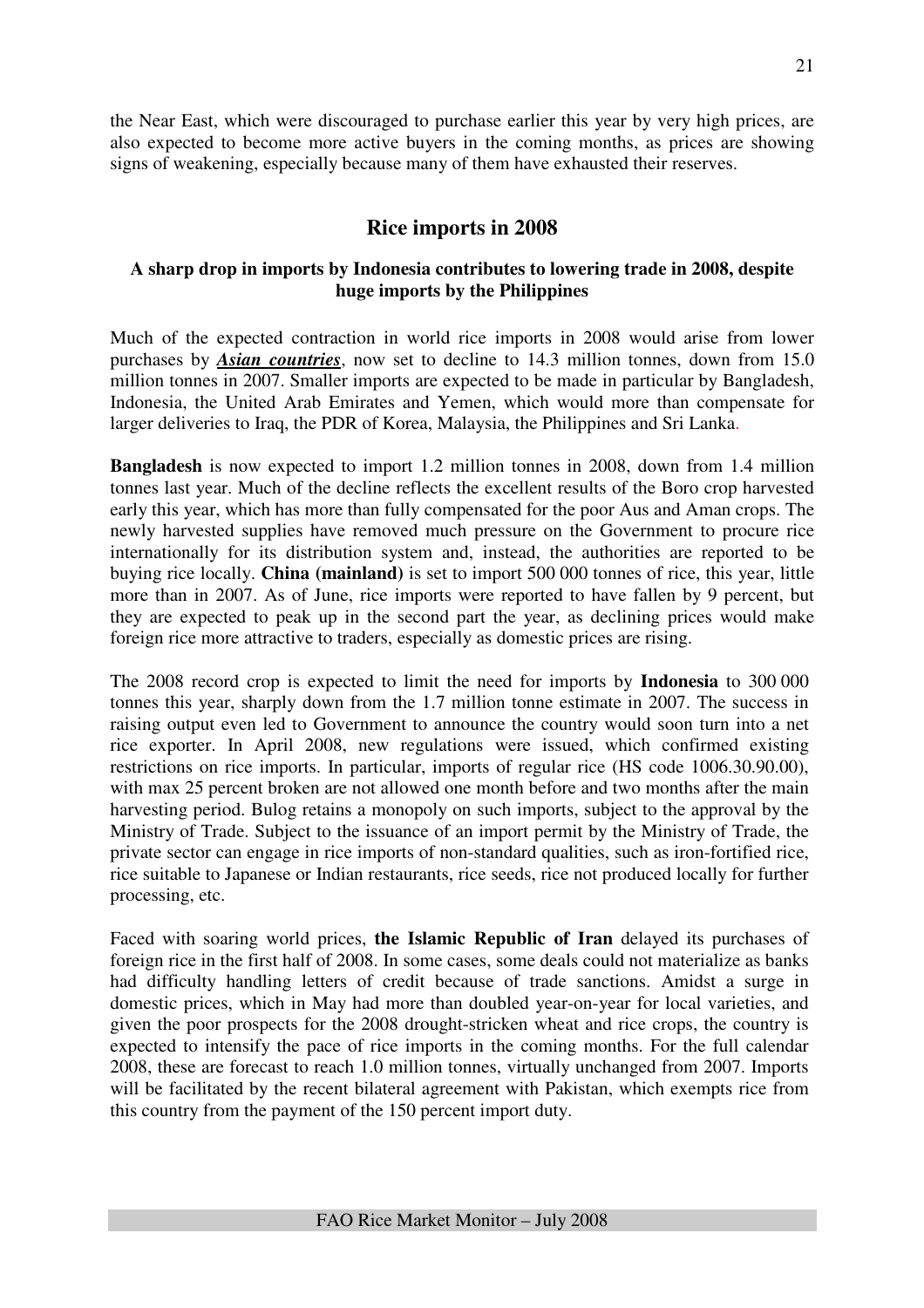the Near East, which were discouraged to purchase earlier this year by very high prices, are also expected to become more active buyers in the coming months, as prices are showing signs of weakening, especially because many of them have exhausted their reserves.

## Rice imports in 2008

### A sharp drop in imports by Indonesia contributes to lowering trade in 2008, despite huge imports by the Philippines

Much of the expected contraction in world rice imports in 2008 would arise from lower purchases by ***Asian countries***, now set to decline to 14.3 million tonnes, down from 15.0 million tonnes in 2007. Smaller imports are expected to be made in particular by Bangladesh, Indonesia, the United Arab Emirates and Yemen, which would more than compensate for larger deliveries to Iraq, the PDR of Korea, Malaysia, the Philippines and Sri Lanka.

**Bangladesh** is now expected to import 1.2 million tonnes in 2008, down from 1.4 million tonnes last year. Much of the decline reflects the excellent results of the Boro crop harvested early this year, which has more than fully compensated for the poor Aus and Aman crops. The newly harvested supplies have removed much pressure on the Government to procure rice internationally for its distribution system and, instead, the authorities are reported to be buying rice locally. **China (mainland)** is set to import 500 000 tonnes of rice, this year, little more than in 2007. As of June, rice imports were reported to have fallen by 9 percent, but they are expected to peak up in the second part the year, as declining prices would make foreign rice more attractive to traders, especially as domestic prices are rising.

The 2008 record crop is expected to limit the need for imports by **Indonesia** to 300 000 tonnes this year, sharply down from the 1.7 million tonne estimate in 2007. The success in raising output even led to Government to announce the country would soon turn into a net rice exporter. In April 2008, new regulations were issued, which confirmed existing restrictions on rice imports. In particular, imports of regular rice (HS code 1006.30.90.00), with max 25 percent broken are not allowed one month before and two months after the main harvesting period. Bulog retains a monopoly on such imports, subject to the approval by the Ministry of Trade. Subject to the issuance of an import permit by the Ministry of Trade, the private sector can engage in rice imports of non-standard qualities, such as iron-fortified rice, rice suitable to Japanese or Indian restaurants, rice seeds, rice not produced locally for further processing, etc.

Faced with soaring world prices, **the Islamic Republic of Iran** delayed its purchases of foreign rice in the first half of 2008. In some cases, some deals could not materialize as banks had difficulty handling letters of credit because of trade sanctions. Amidst a surge in domestic prices, which in May had more than doubled year-on-year for local varieties, and given the poor prospects for the 2008 drought-stricken wheat and rice crops, the country is expected to intensify the pace of rice imports in the coming months. For the full calendar 2008, these are forecast to reach 1.0 million tonnes, virtually unchanged from 2007. Imports will be facilitated by the recent bilateral agreement with Pakistan, which exempts rice from this country from the payment of the 150 percent import duty.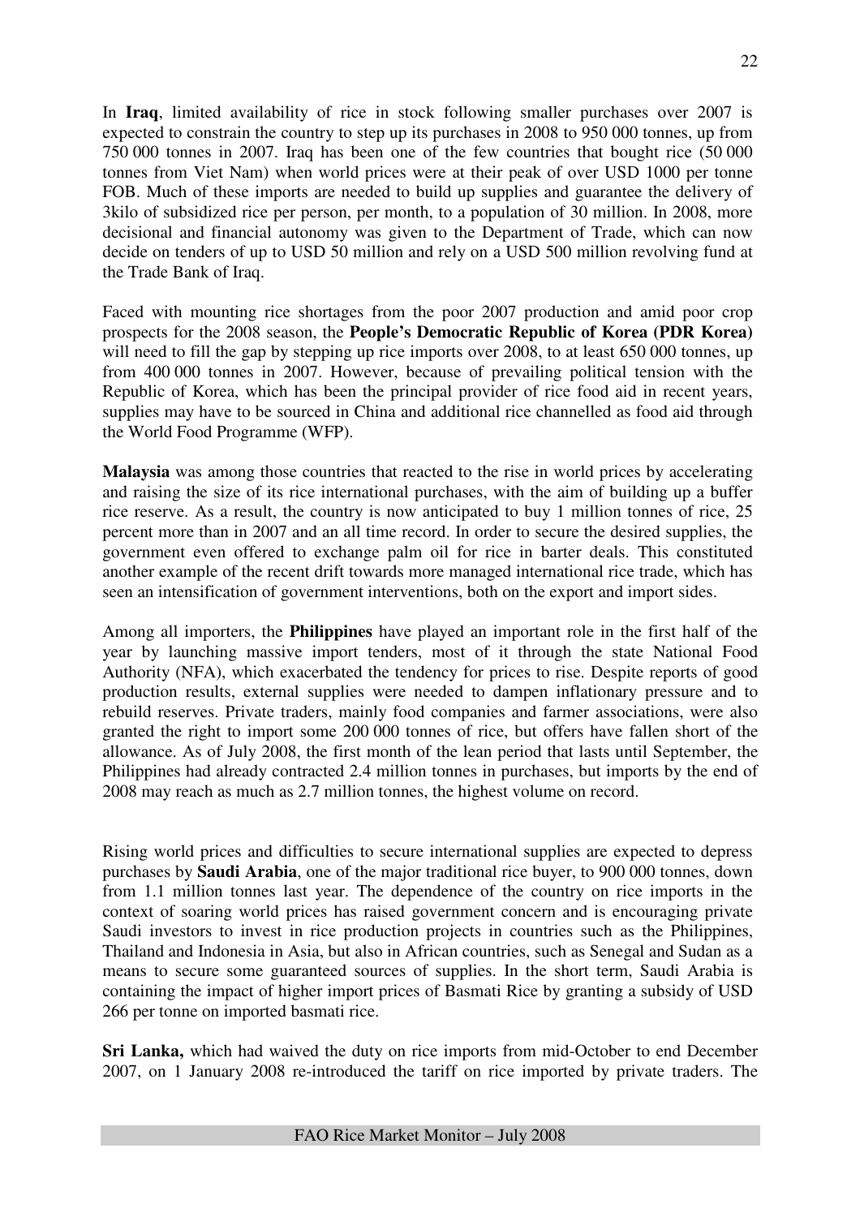In **Iraq**, limited availability of rice in stock following smaller purchases over 2007 is expected to constrain the country to step up its purchases in 2008 to 950 000 tonnes, up from 750 000 tonnes in 2007. Iraq has been one of the few countries that bought rice (50 000 tonnes from Viet Nam) when world prices were at their peak of over USD 1000 per tonne FOB. Much of these imports are needed to build up supplies and guarantee the delivery of 3kilo of subsidized rice per person, per month, to a population of 30 million. In 2008, more decisional and financial autonomy was given to the Department of Trade, which can now decide on tenders of up to USD 50 million and rely on a USD 500 million revolving fund at the Trade Bank of Iraq.

Faced with mounting rice shortages from the poor 2007 production and amid poor crop prospects for the 2008 season, the **People's Democratic Republic of Korea (PDR Korea)** will need to fill the gap by stepping up rice imports over 2008, to at least 650 000 tonnes, up from 400 000 tonnes in 2007. However, because of prevailing political tension with the Republic of Korea, which has been the principal provider of rice food aid in recent years, supplies may have to be sourced in China and additional rice channelled as food aid through the World Food Programme (WFP).

**Malaysia** was among those countries that reacted to the rise in world prices by accelerating and raising the size of its rice international purchases, with the aim of building up a buffer rice reserve. As a result, the country is now anticipated to buy 1 million tonnes of rice, 25 percent more than in 2007 and an all time record. In order to secure the desired supplies, the government even offered to exchange palm oil for rice in barter deals. This constituted another example of the recent drift towards more managed international rice trade, which has seen an intensification of government interventions, both on the export and import sides.

Among all importers, the **Philippines** have played an important role in the first half of the year by launching massive import tenders, most of it through the state National Food Authority (NFA), which exacerbated the tendency for prices to rise. Despite reports of good production results, external supplies were needed to dampen inflationary pressure and to rebuild reserves. Private traders, mainly food companies and farmer associations, were also granted the right to import some 200 000 tonnes of rice, but offers have fallen short of the allowance. As of July 2008, the first month of the lean period that lasts until September, the Philippines had already contracted 2.4 million tonnes in purchases, but imports by the end of 2008 may reach as much as 2.7 million tonnes, the highest volume on record.

Rising world prices and difficulties to secure international supplies are expected to depress purchases by **Saudi Arabia**, one of the major traditional rice buyer, to 900 000 tonnes, down from 1.1 million tonnes last year. The dependence of the country on rice imports in the context of soaring world prices has raised government concern and is encouraging private Saudi investors to invest in rice production projects in countries such as the Philippines, Thailand and Indonesia in Asia, but also in African countries, such as Senegal and Sudan as a means to secure some guaranteed sources of supplies. In the short term, Saudi Arabia is containing the impact of higher import prices of Basmati Rice by granting a subsidy of USD 266 per tonne on imported basmati rice.

**Sri Lanka,** which had waived the duty on rice imports from mid-October to end December 2007, on 1 January 2008 re-introduced the tariff on rice imported by private traders. The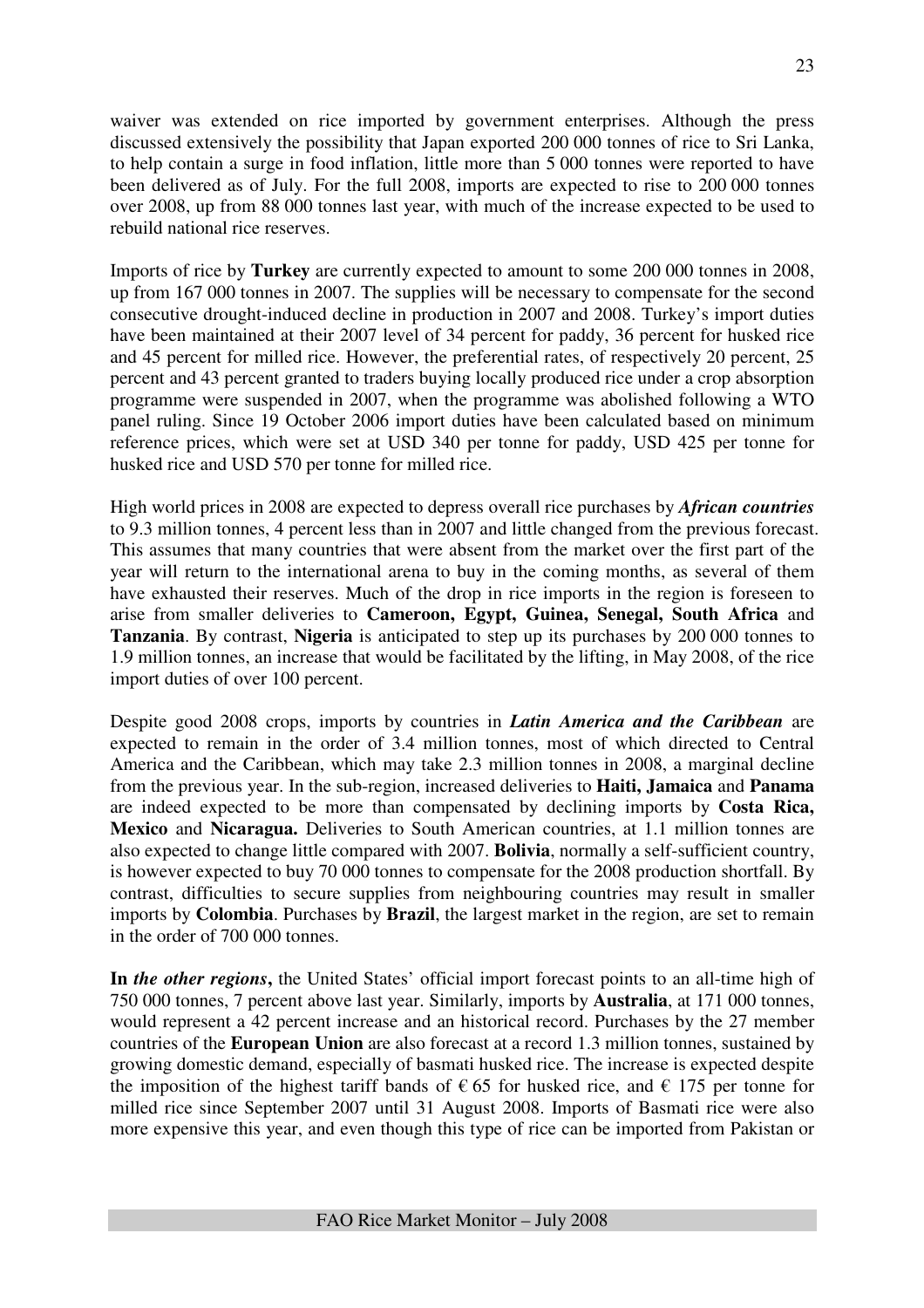waiver was extended on rice imported by government enterprises. Although the press discussed extensively the possibility that Japan exported 200 000 tonnes of rice to Sri Lanka, to help contain a surge in food inflation, little more than 5 000 tonnes were reported to have been delivered as of July. For the full 2008, imports are expected to rise to 200 000 tonnes over 2008, up from 88 000 tonnes last year, with much of the increase expected to be used to rebuild national rice reserves.

Imports of rice by **Turkey** are currently expected to amount to some 200 000 tonnes in 2008, up from 167 000 tonnes in 2007. The supplies will be necessary to compensate for the second consecutive drought-induced decline in production in 2007 and 2008. Turkey's import duties have been maintained at their 2007 level of 34 percent for paddy, 36 percent for husked rice and 45 percent for milled rice. However, the preferential rates, of respectively 20 percent, 25 percent and 43 percent granted to traders buying locally produced rice under a crop absorption programme were suspended in 2007, when the programme was abolished following a WTO panel ruling. Since 19 October 2006 import duties have been calculated based on minimum reference prices, which were set at USD 340 per tonne for paddy, USD 425 per tonne for husked rice and USD 570 per tonne for milled rice.

High world prices in 2008 are expected to depress overall rice purchases by ***African countries*** to 9.3 million tonnes, 4 percent less than in 2007 and little changed from the previous forecast. This assumes that many countries that were absent from the market over the first part of the year will return to the international arena to buy in the coming months, as several of them have exhausted their reserves. Much of the drop in rice imports in the region is foreseen to arise from smaller deliveries to **Cameroon, Egypt, Guinea, Senegal, South Africa** and **Tanzania**. By contrast, **Nigeria** is anticipated to step up its purchases by 200 000 tonnes to 1.9 million tonnes, an increase that would be facilitated by the lifting, in May 2008, of the rice import duties of over 100 percent.

Despite good 2008 crops, imports by countries in ***Latin America and the Caribbean*** are expected to remain in the order of 3.4 million tonnes, most of which directed to Central America and the Caribbean, which may take 2.3 million tonnes in 2008, a marginal decline from the previous year. In the sub-region, increased deliveries to **Haiti, Jamaica** and **Panama** are indeed expected to be more than compensated by declining imports by **Costa Rica, Mexico** and **Nicaragua.** Deliveries to South American countries, at 1.1 million tonnes are also expected to change little compared with 2007. **Bolivia**, normally a self-sufficient country, is however expected to buy 70 000 tonnes to compensate for the 2008 production shortfall. By contrast, difficulties to secure supplies from neighbouring countries may result in smaller imports by **Colombia**. Purchases by **Brazil**, the largest market in the region, are set to remain in the order of 700 000 tonnes.

**In *the other regions*,** the United States' official import forecast points to an all-time high of 750 000 tonnes, 7 percent above last year. Similarly, imports by **Australia**, at 171 000 tonnes, would represent a 42 percent increase and an historical record. Purchases by the 27 member countries of the **European Union** are also forecast at a record 1.3 million tonnes, sustained by growing domestic demand, especially of basmati husked rice. The increase is expected despite the imposition of the highest tariff bands of € 65 for husked rice, and € 175 per tonne for milled rice since September 2007 until 31 August 2008. Imports of Basmati rice were also more expensive this year, and even though this type of rice can be imported from Pakistan or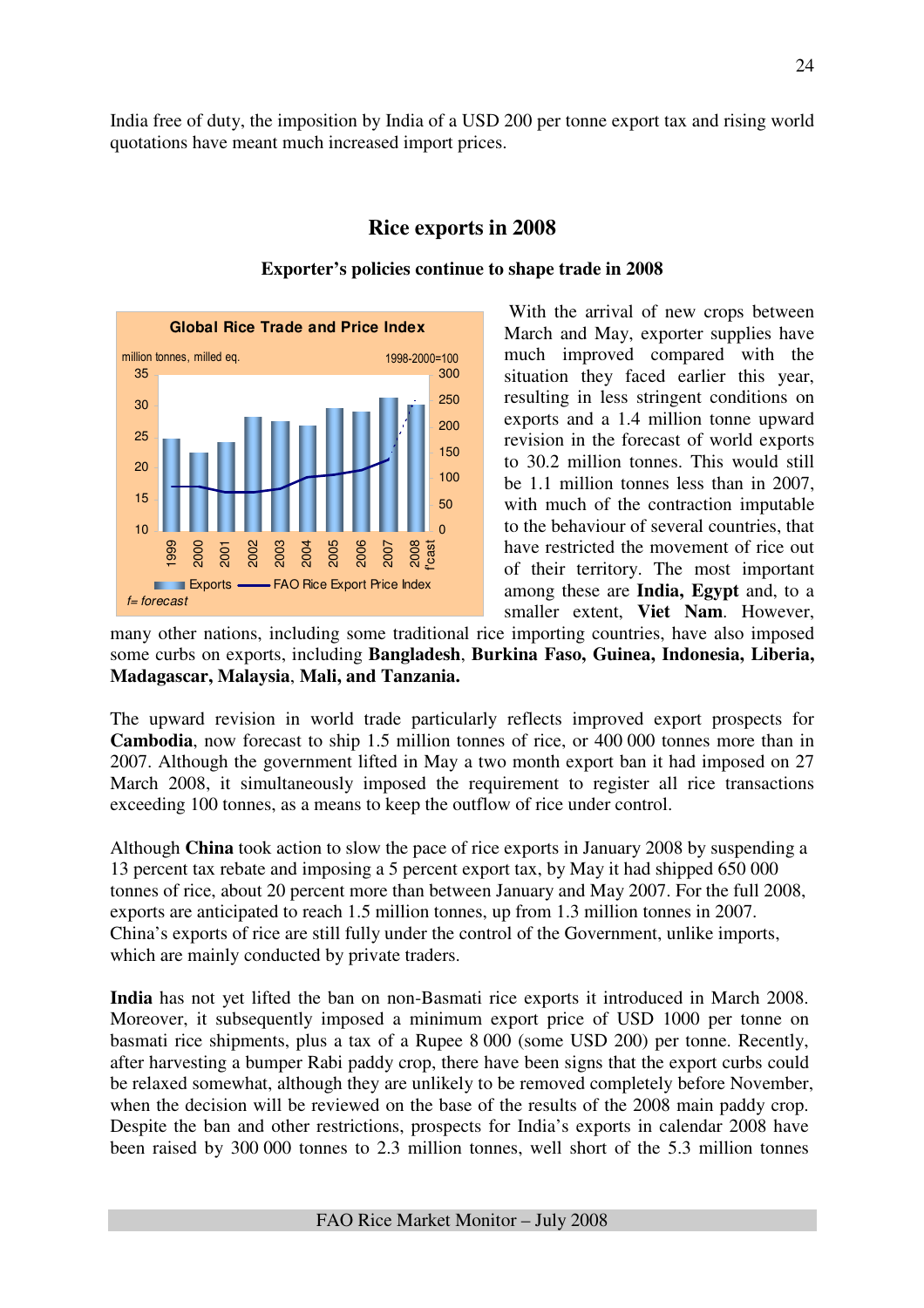India free of duty, the imposition by India of a USD 200 per tonne export tax and rising world quotations have meant much increased import prices.

## Rice exports in 2008

### Exporter's policies continue to shape trade in 2008

With the arrival of new crops between March and May, exporter supplies have much improved compared with the situation they faced earlier this year, resulting in less stringent conditions on exports and a 1.4 million tonne upward revision in the forecast of world exports to 30.2 million tonnes. This would still be 1.1 million tonnes less than in 2007, with much of the contraction imputable to the behaviour of several countries, that have restricted the movement of rice out of their territory. The most important among these are **India, Egypt** and, to a smaller extent, **Viet Nam**. However, many other nations, including some traditional rice importing countries, have also imposed some curbs on exports, including **Bangladesh**, **Burkina Faso, Guinea, Indonesia, Liberia, Madagascar, Malaysia**, **Mali, and Tanzania.**

The upward revision in world trade particularly reflects improved export prospects for **Cambodia**, now forecast to ship 1.5 million tonnes of rice, or 400 000 tonnes more than in 2007. Although the government lifted in May a two month export ban it had imposed on 27 March 2008, it simultaneously imposed the requirement to register all rice transactions exceeding 100 tonnes, as a means to keep the outflow of rice under control.

Although **China** took action to slow the pace of rice exports in January 2008 by suspending a 13 percent tax rebate and imposing a 5 percent export tax, by May it had shipped 650 000 tonnes of rice, about 20 percent more than between January and May 2007. For the full 2008, exports are anticipated to reach 1.5 million tonnes, up from 1.3 million tonnes in 2007. China's exports of rice are still fully under the control of the Government, unlike imports, which are mainly conducted by private traders.

**India** has not yet lifted the ban on non-Basmati rice exports it introduced in March 2008. Moreover, it subsequently imposed a minimum export price of USD 1000 per tonne on basmati rice shipments, plus a tax of a Rupee 8 000 (some USD 200) per tonne. Recently, after harvesting a bumper Rabi paddy crop, there have been signs that the export curbs could be relaxed somewhat, although they are unlikely to be removed completely before November, when the decision will be reviewed on the base of the results of the 2008 main paddy crop. Despite the ban and other restrictions, prospects for India's exports in calendar 2008 have been raised by 300 000 tonnes to 2.3 million tonnes, well short of the 5.3 million tonnes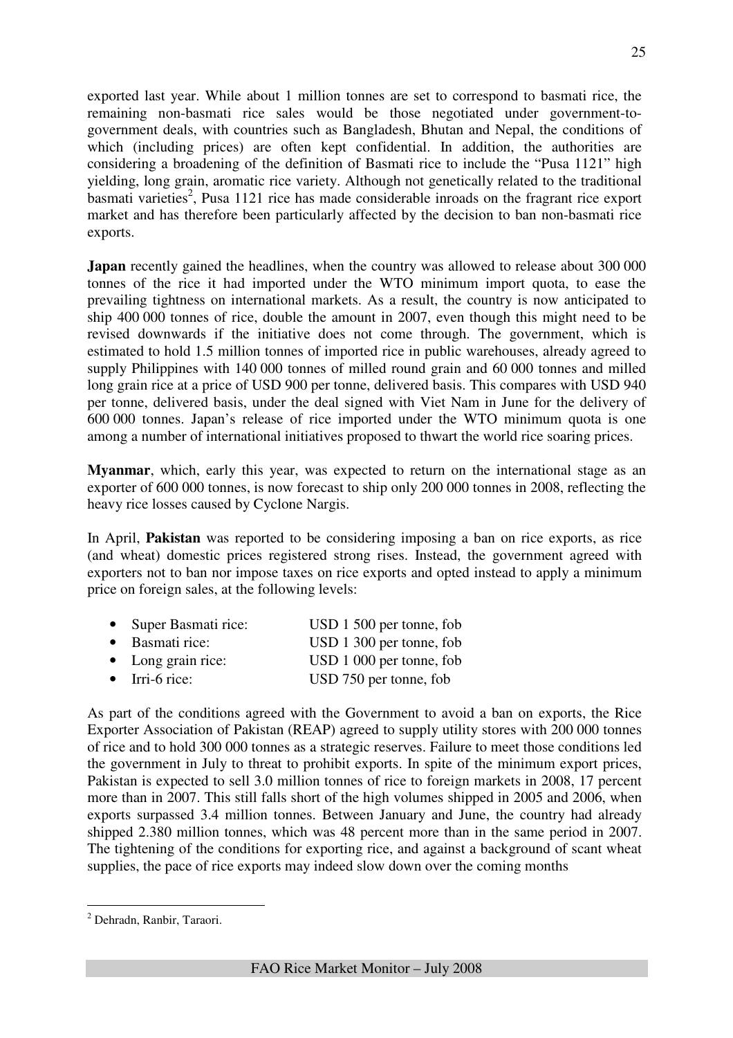exported last year. While about 1 million tonnes are set to correspond to basmati rice, the remaining non-basmati rice sales would be those negotiated under government-to-government deals, with countries such as Bangladesh, Bhutan and Nepal, the conditions of which (including prices) are often kept confidential. In addition, the authorities are considering a broadening of the definition of Basmati rice to include the "Pusa 1121" high yielding, long grain, aromatic rice variety. Although not genetically related to the traditional basmati varieties[2], Pusa 1121 rice has made considerable inroads on the fragrant rice export market and has therefore been particularly affected by the decision to ban non-basmati rice exports.

**Japan** recently gained the headlines, when the country was allowed to release about 300 000 tonnes of the rice it had imported under the WTO minimum import quota, to ease the prevailing tightness on international markets. As a result, the country is now anticipated to ship 400 000 tonnes of rice, double the amount in 2007, even though this might need to be revised downwards if the initiative does not come through. The government, which is estimated to hold 1.5 million tonnes of imported rice in public warehouses, already agreed to supply Philippines with 140 000 tonnes of milled round grain and 60 000 tonnes and milled long grain rice at a price of USD 900 per tonne, delivered basis. This compares with USD 940 per tonne, delivered basis, under the deal signed with Viet Nam in June for the delivery of 600 000 tonnes. Japan's release of rice imported under the WTO minimum quota is one among a number of international initiatives proposed to thwart the world rice soaring prices.

**Myanmar**, which, early this year, was expected to return on the international stage as an exporter of 600 000 tonnes, is now forecast to ship only 200 000 tonnes in 2008, reflecting the heavy rice losses caused by Cyclone Nargis.

In April, **Pakistan** was reported to be considering imposing a ban on rice exports, as rice (and wheat) domestic prices registered strong rises. Instead, the government agreed with exporters not to ban nor impose taxes on rice exports and opted instead to apply a minimum price on foreign sales, at the following levels:

- Super Basmati rice: USD 1 500 per tonne, fob
- Basmati rice: USD 1 300 per tonne, fob
- Long grain rice: USD 1 000 per tonne, fob
- Irri-6 rice: USD 750 per tonne, fob

As part of the conditions agreed with the Government to avoid a ban on exports, the Rice Exporter Association of Pakistan (REAP) agreed to supply utility stores with 200 000 tonnes of rice and to hold 300 000 tonnes as a strategic reserves. Failure to meet those conditions led the government in July to threat to prohibit exports. In spite of the minimum export prices, Pakistan is expected to sell 3.0 million tonnes of rice to foreign markets in 2008, 17 percent more than in 2007. This still falls short of the high volumes shipped in 2005 and 2006, when exports surpassed 3.4 million tonnes. Between January and June, the country had already shipped 2.380 million tonnes, which was 48 percent more than in the same period in 2007. The tightening of the conditions for exporting rice, and against a background of scant wheat supplies, the pace of rice exports may indeed slow down over the coming months

[2] Dehradn, Ranbir, Taraori.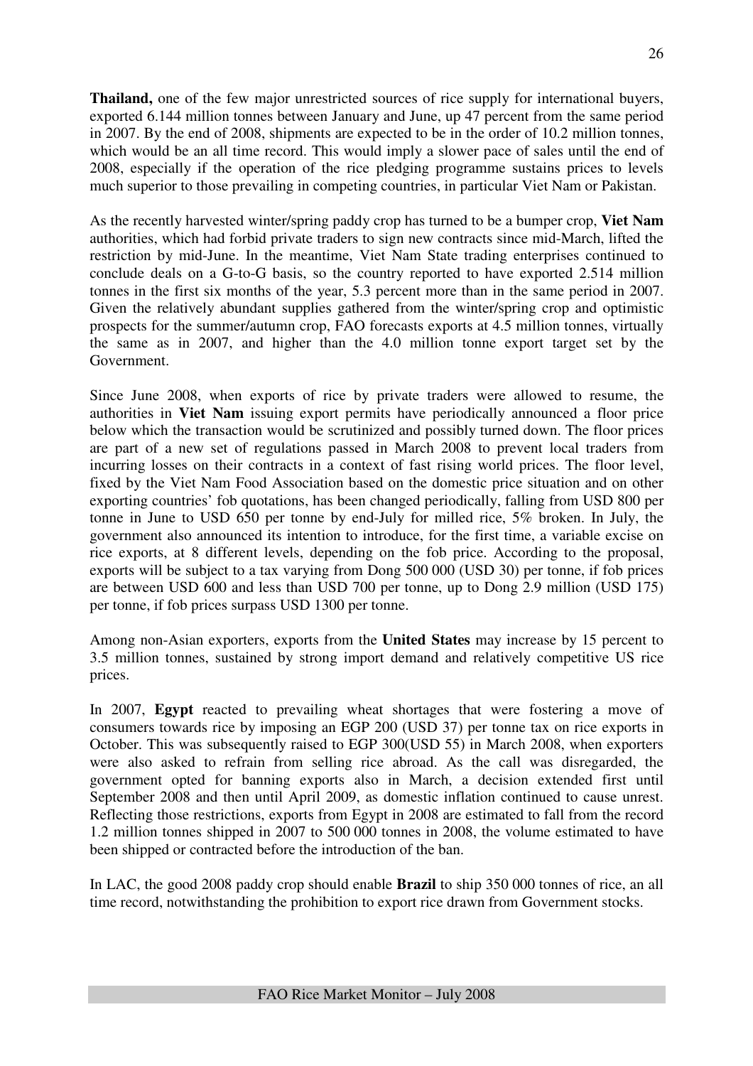**Thailand,** one of the few major unrestricted sources of rice supply for international buyers, exported 6.144 million tonnes between January and June, up 47 percent from the same period in 2007. By the end of 2008, shipments are expected to be in the order of 10.2 million tonnes, which would be an all time record. This would imply a slower pace of sales until the end of 2008, especially if the operation of the rice pledging programme sustains prices to levels much superior to those prevailing in competing countries, in particular Viet Nam or Pakistan.

As the recently harvested winter/spring paddy crop has turned to be a bumper crop, **Viet Nam** authorities, which had forbid private traders to sign new contracts since mid-March, lifted the restriction by mid-June. In the meantime, Viet Nam State trading enterprises continued to conclude deals on a G-to-G basis, so the country reported to have exported 2.514 million tonnes in the first six months of the year, 5.3 percent more than in the same period in 2007. Given the relatively abundant supplies gathered from the winter/spring crop and optimistic prospects for the summer/autumn crop, FAO forecasts exports at 4.5 million tonnes, virtually the same as in 2007, and higher than the 4.0 million tonne export target set by the Government.

Since June 2008, when exports of rice by private traders were allowed to resume, the authorities in **Viet Nam** issuing export permits have periodically announced a floor price below which the transaction would be scrutinized and possibly turned down. The floor prices are part of a new set of regulations passed in March 2008 to prevent local traders from incurring losses on their contracts in a context of fast rising world prices. The floor level, fixed by the Viet Nam Food Association based on the domestic price situation and on other exporting countries' fob quotations, has been changed periodically, falling from USD 800 per tonne in June to USD 650 per tonne by end-July for milled rice, 5% broken. In July, the government also announced its intention to introduce, for the first time, a variable excise on rice exports, at 8 different levels, depending on the fob price. According to the proposal, exports will be subject to a tax varying from Dong 500 000 (USD 30) per tonne, if fob prices are between USD 600 and less than USD 700 per tonne, up to Dong 2.9 million (USD 175) per tonne, if fob prices surpass USD 1300 per tonne.

Among non-Asian exporters, exports from the **United States** may increase by 15 percent to 3.5 million tonnes, sustained by strong import demand and relatively competitive US rice prices.

In 2007, **Egypt** reacted to prevailing wheat shortages that were fostering a move of consumers towards rice by imposing an EGP 200 (USD 37) per tonne tax on rice exports in October. This was subsequently raised to EGP 300(USD 55) in March 2008, when exporters were also asked to refrain from selling rice abroad. As the call was disregarded, the government opted for banning exports also in March, a decision extended first until September 2008 and then until April 2009, as domestic inflation continued to cause unrest. Reflecting those restrictions, exports from Egypt in 2008 are estimated to fall from the record 1.2 million tonnes shipped in 2007 to 500 000 tonnes in 2008, the volume estimated to have been shipped or contracted before the introduction of the ban.

In LAC, the good 2008 paddy crop should enable **Brazil** to ship 350 000 tonnes of rice, an all time record, notwithstanding the prohibition to export rice drawn from Government stocks.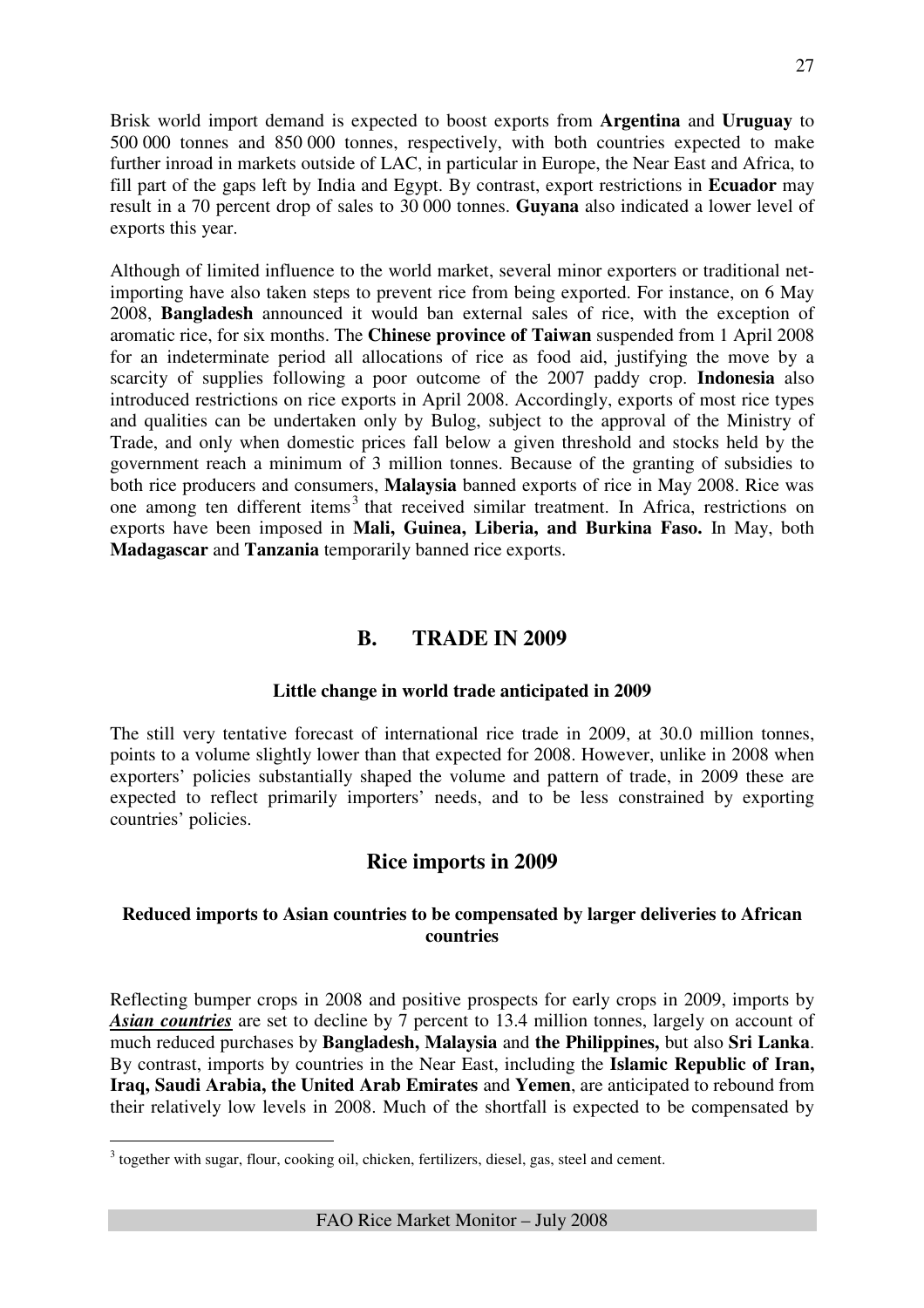Brisk world import demand is expected to boost exports from **Argentina** and **Uruguay** to 500 000 tonnes and 850 000 tonnes, respectively, with both countries expected to make further inroad in markets outside of LAC, in particular in Europe, the Near East and Africa, to fill part of the gaps left by India and Egypt. By contrast, export restrictions in **Ecuador** may result in a 70 percent drop of sales to 30 000 tonnes. **Guyana** also indicated a lower level of exports this year.

Although of limited influence to the world market, several minor exporters or traditional net-importing have also taken steps to prevent rice from being exported. For instance, on 6 May 2008, **Bangladesh** announced it would ban external sales of rice, with the exception of aromatic rice, for six months. The **Chinese province of Taiwan** suspended from 1 April 2008 for an indeterminate period all allocations of rice as food aid, justifying the move by a scarcity of supplies following a poor outcome of the 2007 paddy crop. **Indonesia** also introduced restrictions on rice exports in April 2008. Accordingly, exports of most rice types and qualities can be undertaken only by Bulog, subject to the approval of the Ministry of Trade, and only when domestic prices fall below a given threshold and stocks held by the government reach a minimum of 3 million tonnes. Because of the granting of subsidies to both rice producers and consumers, **Malaysia** banned exports of rice in May 2008. Rice was one among ten different items[3] that received similar treatment. In Africa, restrictions on exports have been imposed in **Mali, Guinea, Liberia, and Burkina Faso.** In May, both **Madagascar** and **Tanzania** temporarily banned rice exports.

## B. TRADE IN 2009

#### Little change in world trade anticipated in 2009

The still very tentative forecast of international rice trade in 2009, at 30.0 million tonnes, points to a volume slightly lower than that expected for 2008. However, unlike in 2008 when exporters' policies substantially shaped the volume and pattern of trade, in 2009 these are expected to reflect primarily importers' needs, and to be less constrained by exporting countries' policies.

### Rice imports in 2009

#### Reduced imports to Asian countries to be compensated by larger deliveries to African countries

Reflecting bumper crops in 2008 and positive prospects for early crops in 2009, imports by ***Asian countries*** are set to decline by 7 percent to 13.4 million tonnes, largely on account of much reduced purchases by **Bangladesh, Malaysia** and **the Philippines,** but also **Sri Lanka**. By contrast, imports by countries in the Near East, including the **Islamic Republic of Iran, Iraq, Saudi Arabia, the United Arab Emirates** and **Yemen**, are anticipated to rebound from their relatively low levels in 2008. Much of the shortfall is expected to be compensated by

[3] together with sugar, flour, cooking oil, chicken, fertilizers, diesel, gas, steel and cement.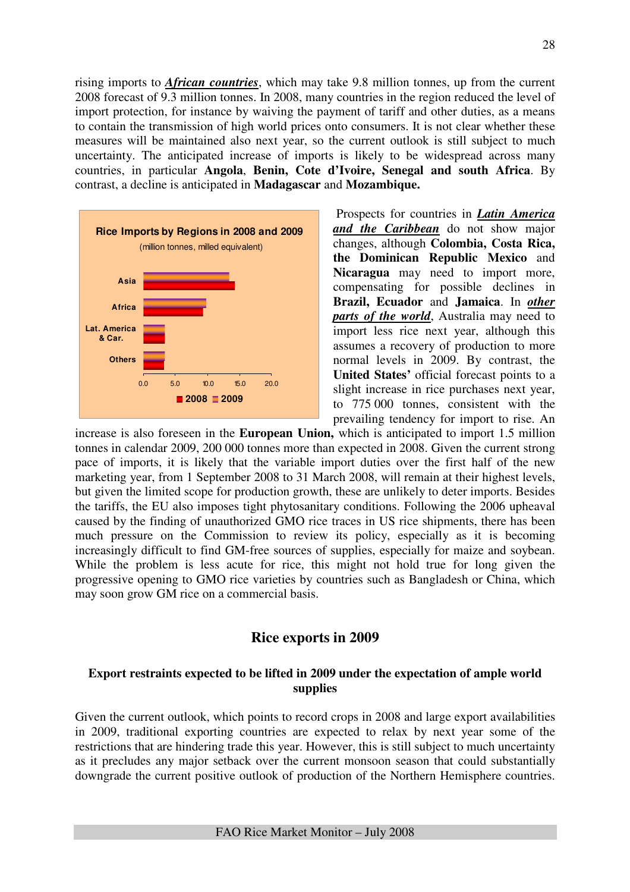rising imports to ***African countries***, which may take 9.8 million tonnes, up from the current 2008 forecast of 9.3 million tonnes. In 2008, many countries in the region reduced the level of import protection, for instance by waiving the payment of tariff and other duties, as a means to contain the transmission of high world prices onto consumers. It is not clear whether these measures will be maintained also next year, so the current outlook is still subject to much uncertainty. The anticipated increase of imports is likely to be widespread across many countries, in particular **Angola**, **Benin, Cote d'Ivoire, Senegal and south Africa**. By contrast, a decline is anticipated in **Madagascar** and **Mozambique.**

**Rice Imports by Regions in 2008 and 2009**
(million tonnes, milled equivalent)

Prospects for countries in ***Latin America and the Caribbean*** do not show major changes, although **Colombia, Costa Rica, the Dominican Republic Mexico** and **Nicaragua** may need to import more, compensating for possible declines in **Brazil, Ecuador** and **Jamaica**. In ***other parts of the world***, Australia may need to import less rice next year, although this assumes a recovery of production to more normal levels in 2009. By contrast, the **United States'** official forecast points to a slight increase in rice purchases next year, to 775 000 tonnes, consistent with the prevailing tendency for import to rise. An increase is also foreseen in the **European Union,** which is anticipated to import 1.5 million tonnes in calendar 2009, 200 000 tonnes more than expected in 2008. Given the current strong pace of imports, it is likely that the variable import duties over the first half of the new marketing year, from 1 September 2008 to 31 March 2008, will remain at their highest levels, but given the limited scope for production growth, these are unlikely to deter imports. Besides the tariffs, the EU also imposes tight phytosanitary conditions. Following the 2006 upheaval caused by the finding of unauthorized GMO rice traces in US rice shipments, there has been much pressure on the Commission to review its policy, especially as it is becoming increasingly difficult to find GM-free sources of supplies, especially for maize and soybean. While the problem is less acute for rice, this might not hold true for long given the progressive opening to GMO rice varieties by countries such as Bangladesh or China, which may soon grow GM rice on a commercial basis.

## Rice exports in 2009

### Export restraints expected to be lifted in 2009 under the expectation of ample world supplies

Given the current outlook, which points to record crops in 2008 and large export availabilities in 2009, traditional exporting countries are expected to relax by next year some of the restrictions that are hindering trade this year. However, this is still subject to much uncertainty as it precludes any major setback over the current monsoon season that could substantially downgrade the current positive outlook of production of the Northern Hemisphere countries.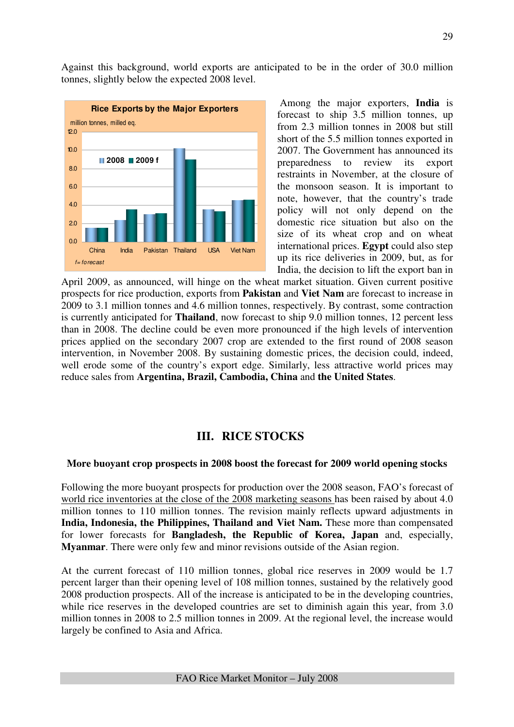Against this background, world exports are anticipated to be in the order of 30.0 million tonnes, slightly below the expected 2008 level.

**Rice Exports by the Major Exporters**

million tonnes, milled eq.

2008 | 2009 f

China, India, Pakistan, Thailand, USA, Viet Nam

*f= forecast*

Among the major exporters, **India** is forecast to ship 3.5 million tonnes, up from 2.3 million tonnes in 2008 but still short of the 5.5 million tonnes exported in 2007. The Government has announced its preparedness to review its export restraints in November, at the closure of the monsoon season. It is important to note, however, that the country's trade policy will not only depend on the domestic rice situation but also on the size of its wheat crop and on wheat international prices. **Egypt** could also step up its rice deliveries in 2009, but, as for India, the decision to lift the export ban in April 2009, as announced, will hinge on the wheat market situation. Given current positive prospects for rice production, exports from **Pakistan** and **Viet Nam** are forecast to increase in 2009 to 3.1 million tonnes and 4.6 million tonnes, respectively. By contrast, some contraction is currently anticipated for **Thailand**, now forecast to ship 9.0 million tonnes, 12 percent less than in 2008. The decline could be even more pronounced if the high levels of intervention prices applied on the secondary 2007 crop are extended to the first round of 2008 season intervention, in November 2008. By sustaining domestic prices, the decision could, indeed, well erode some of the country's export edge. Similarly, less attractive world prices may reduce sales from **Argentina, Brazil, Cambodia, China** and **the United States**.

## III. RICE STOCKS

**More buoyant crop prospects in 2008 boost the forecast for 2009 world opening stocks**

Following the more buoyant prospects for production over the 2008 season, FAO's forecast of world rice inventories at the close of the 2008 marketing seasons has been raised by about 4.0 million tonnes to 110 million tonnes. The revision mainly reflects upward adjustments in **India, Indonesia, the Philippines, Thailand and Viet Nam.** These more than compensated for lower forecasts for **Bangladesh, the Republic of Korea, Japan** and, especially, **Myanmar**. There were only few and minor revisions outside of the Asian region.

At the current forecast of 110 million tonnes, global rice reserves in 2009 would be 1.7 percent larger than their opening level of 108 million tonnes, sustained by the relatively good 2008 production prospects. All of the increase is anticipated to be in the developing countries, while rice reserves in the developed countries are set to diminish again this year, from 3.0 million tonnes in 2008 to 2.5 million tonnes in 2009. At the regional level, the increase would largely be confined to Asia and Africa.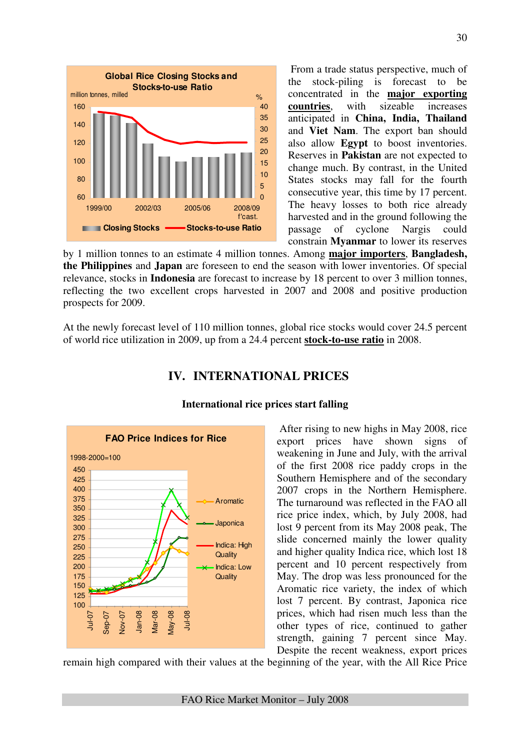From a trade status perspective, much of the stock-piling is forecast to be concentrated in the **major exporting countries**, with sizeable increases anticipated in **China, India, Thailand** and **Viet Nam**. The export ban should also allow **Egypt** to boost inventories. Reserves in **Pakistan** are not expected to change much. By contrast, in the United States stocks may fall for the fourth consecutive year, this time by 17 percent. The heavy losses to both rice already harvested and in the ground following the passage of cyclone Nargis could constrain **Myanmar** to lower its reserves by 1 million tonnes to an estimate 4 million tonnes. Among **major importers**, **Bangladesh, the Philippines** and **Japan** are foreseen to end the season with lower inventories. Of special relevance, stocks in **Indonesia** are forecast to increase by 18 percent to over 3 million tonnes, reflecting the two excellent crops harvested in 2007 and 2008 and positive production prospects for 2009.

At the newly forecast level of 110 million tonnes, global rice stocks would cover 24.5 percent of world rice utilization in 2009, up from a 24.4 percent **stock-to-use ratio** in 2008.

## IV. INTERNATIONAL PRICES

### International rice prices start falling

After rising to new highs in May 2008, rice export prices have shown signs of weakening in June and July, with the arrival of the first 2008 rice paddy crops in the Southern Hemisphere and of the secondary 2007 crops in the Northern Hemisphere. The turnaround was reflected in the FAO all rice price index, which, by July 2008, had lost 9 percent from its May 2008 peak, The slide concerned mainly the lower quality and higher quality Indica rice, which lost 18 percent and 10 percent respectively from May. The drop was less pronounced for the Aromatic rice variety, the index of which lost 7 percent. By contrast, Japonica rice prices, which had risen much less than the other types of rice, continued to gather strength, gaining 7 percent since May. Despite the recent weakness, export prices remain high compared with their values at the beginning of the year, with the All Rice Price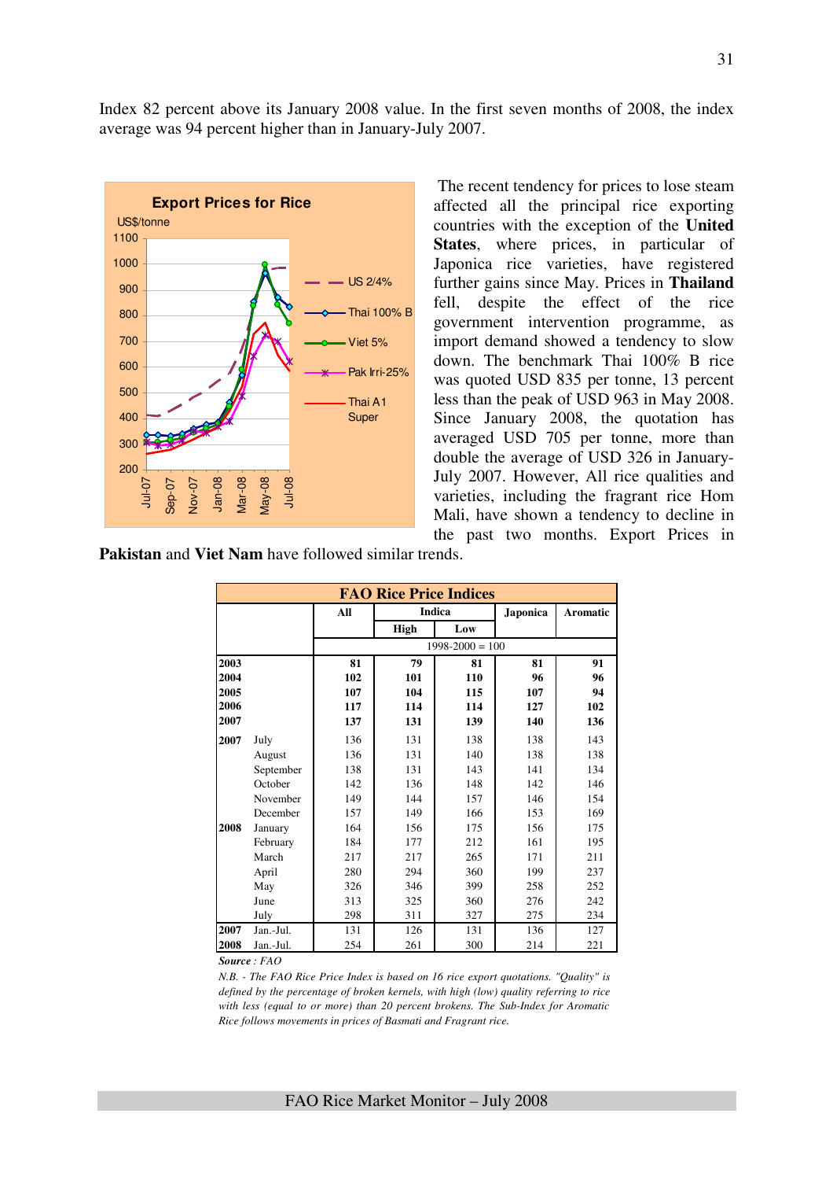Index 82 percent above its January 2008 value. In the first seven months of 2008, the index average was 94 percent higher than in January-July 2007.

The recent tendency for prices to lose steam affected all the principal rice exporting countries with the exception of the **United States**, where prices, in particular of Japonica rice varieties, have registered further gains since May. Prices in **Thailand** fell, despite the effect of the rice government intervention programme, as import demand showed a tendency to slow down. The benchmark Thai 100% B rice was quoted USD 835 per tonne, 13 percent less than the peak of USD 963 in May 2008. Since January 2008, the quotation has averaged USD 705 per tonne, more than double the average of USD 326 in January-July 2007. However, All rice qualities and varieties, including the fragrant rice Hom Mali, have shown a tendency to decline in the past two months. Export Prices in **Pakistan** and **Viet Nam** have followed similar trends.

| FAO Rice Price Indices | | All | Indica | | Japonica | Aromatic |
|---|---|---|---|---|---|---|
| | | | High | Low | | |
| | | 1998-2000 = 100 | | | | |
| **2003** | | **81** | **79** | **81** | **81** | **91** |
| **2004** | | **102** | **101** | **110** | **96** | **96** |
| **2005** | | **107** | **104** | **115** | **107** | **94** |
| **2006** | | **117** | **114** | **114** | **127** | **102** |
| **2007** | | **137** | **131** | **139** | **140** | **136** |
| **2007** | July | 136 | 131 | 138 | 138 | 143 |
| | August | 136 | 131 | 140 | 138 | 138 |
| | September | 138 | 131 | 143 | 141 | 134 |
| | October | 142 | 136 | 148 | 142 | 146 |
| | November | 149 | 144 | 157 | 146 | 154 |
| | December | 157 | 149 | 166 | 153 | 169 |
| **2008** | January | 164 | 156 | 175 | 156 | 175 |
| | February | 184 | 177 | 212 | 161 | 195 |
| | March | 217 | 217 | 265 | 171 | 211 |
| | April | 280 | 294 | 360 | 199 | 237 |
| | May | 326 | 346 | 399 | 258 | 252 |
| | June | 313 | 325 | 360 | 276 | 242 |
| | July | 298 | 311 | 327 | 275 | 234 |
| **2007** | Jan.-Jul. | 131 | 126 | 131 | 136 | 127 |
| **2008** | Jan.-Jul. | 254 | 261 | 300 | 214 | 221 |

***Source** : FAO*

*N.B. - The FAO Rice Price Index is based on 16 rice export quotations. "Quality" is defined by the percentage of broken kernels, with high (low) quality referring to rice with less (equal to or more) than 20 percent brokens. The Sub-Index for Aromatic Rice follows movements in prices of Basmati and Fragrant rice.*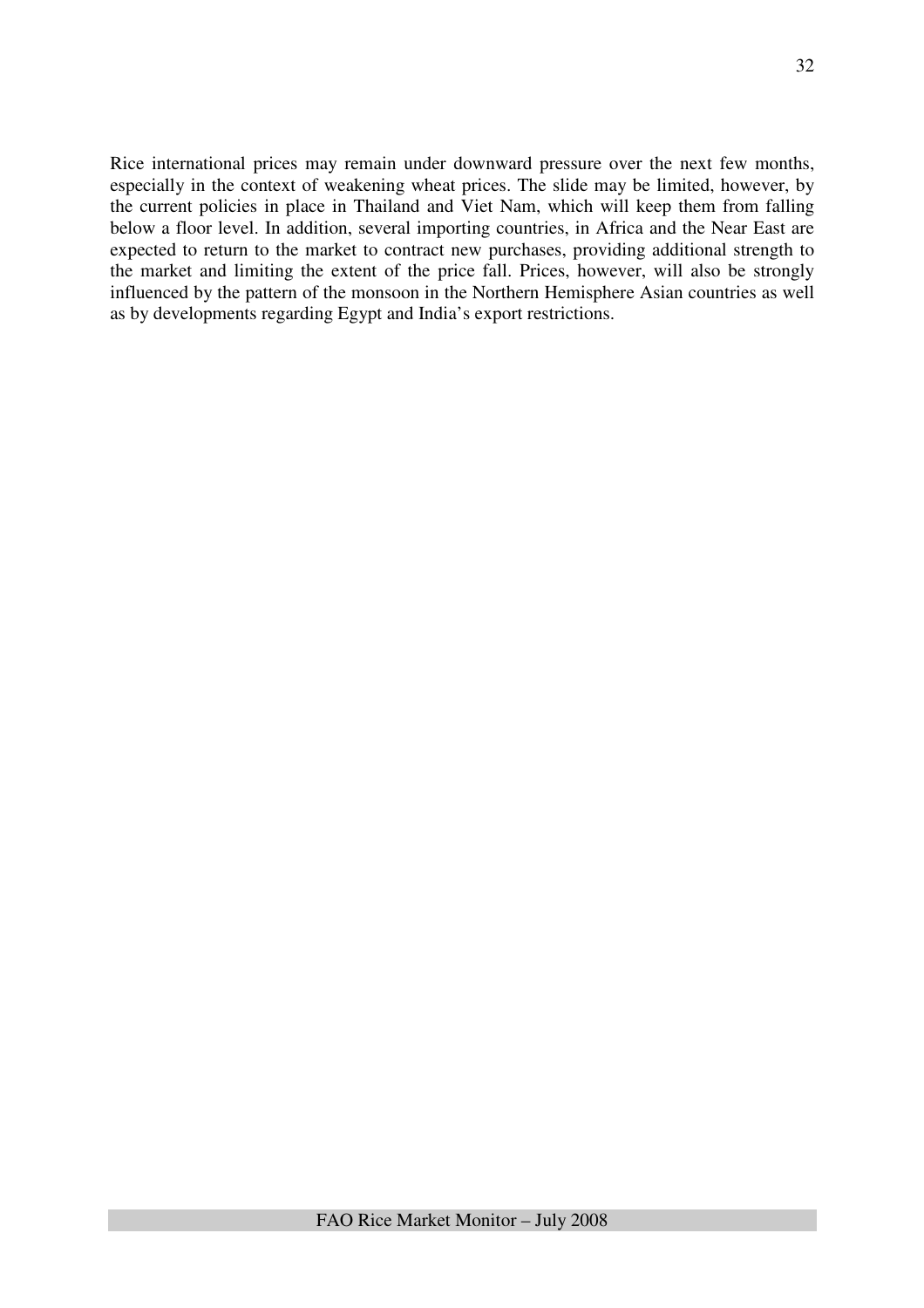Rice international prices may remain under downward pressure over the next few months, especially in the context of weakening wheat prices. The slide may be limited, however, by the current policies in place in Thailand and Viet Nam, which will keep them from falling below a floor level. In addition, several importing countries, in Africa and the Near East are expected to return to the market to contract new purchases, providing additional strength to the market and limiting the extent of the price fall. Prices, however, will also be strongly influenced by the pattern of the monsoon in the Northern Hemisphere Asian countries as well as by developments regarding Egypt and India's export restrictions.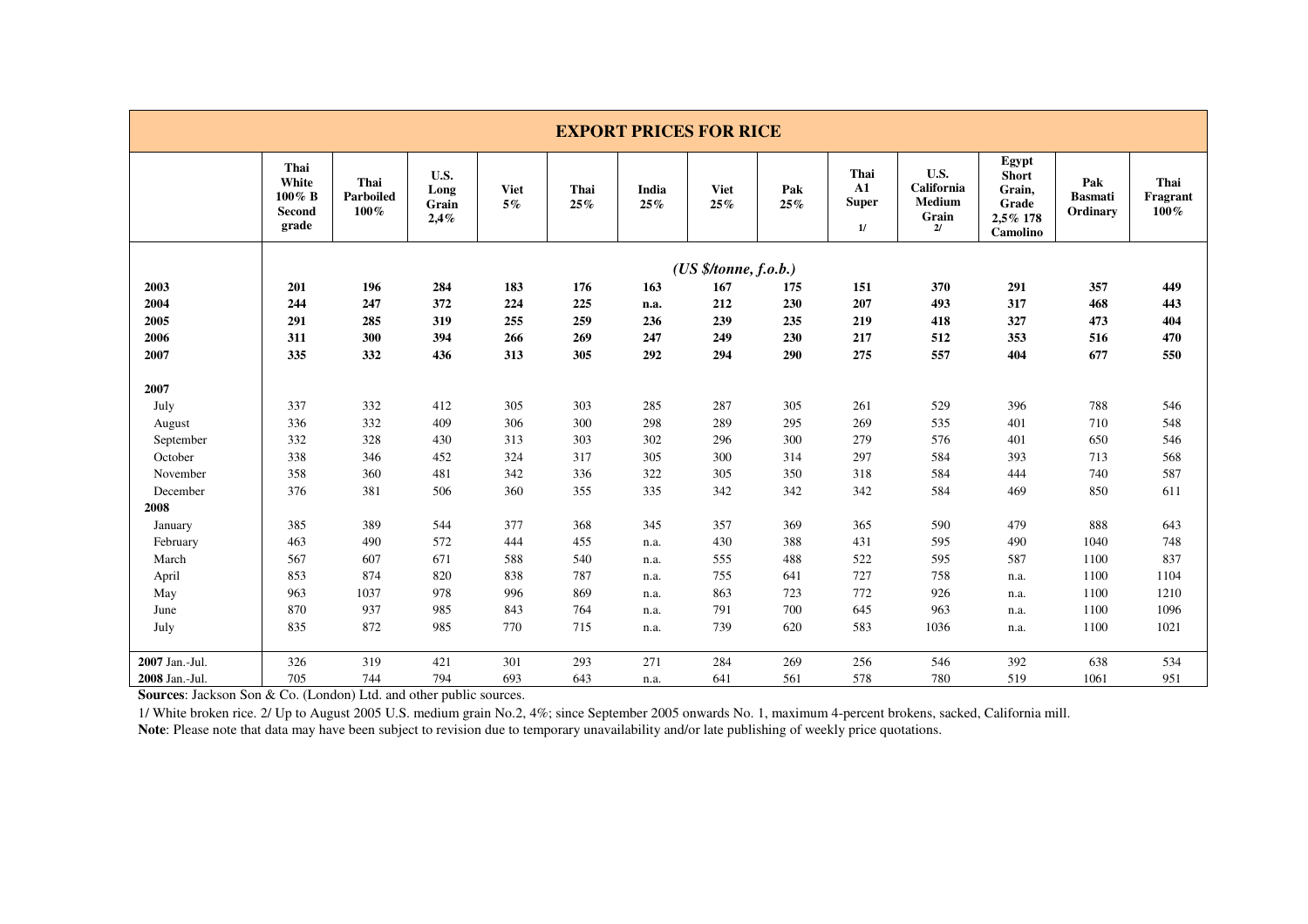# EXPORT PRICES FOR RICE

| | Thai White 100% B Second grade | Thai Parboiled 100% | U.S. Long Grain 2,4% | Viet 5% | Thai 25% | India 25% | Viet 25% | Pak 25% | Thai A1 Super 1/ | U.S. California Medium Grain 2/ | Egypt Short Grain, Grade 2,5% 178 Camolino | Pak Basmati Ordinary | Thai Fragrant 100% |
|---|---|---|---|---|---|---|---|---|---|---|---|---|---|
| | *(US $/tonne, f.o.b.)* | | | | | | | | | | | | |
| **2003** | **201** | **196** | **284** | **183** | **176** | **163** | **167** | **175** | **151** | **370** | **291** | **357** | **449** |
| **2004** | **244** | **247** | **372** | **224** | **225** | **n.a.** | **212** | **230** | **207** | **493** | **317** | **468** | **443** |
| **2005** | **291** | **285** | **319** | **255** | **259** | **236** | **239** | **235** | **219** | **418** | **327** | **473** | **404** |
| **2006** | **311** | **300** | **394** | **266** | **269** | **247** | **249** | **230** | **217** | **512** | **353** | **516** | **470** |
| **2007** | **335** | **332** | **436** | **313** | **305** | **292** | **294** | **290** | **275** | **557** | **404** | **677** | **550** |
| **2007** | | | | | | | | | | | | | |
| July | 337 | 332 | 412 | 305 | 303 | 285 | 287 | 305 | 261 | 529 | 396 | 788 | 546 |
| August | 336 | 332 | 409 | 306 | 300 | 298 | 289 | 295 | 269 | 535 | 401 | 710 | 548 |
| September | 332 | 328 | 430 | 313 | 303 | 302 | 296 | 300 | 279 | 576 | 401 | 650 | 546 |
| October | 338 | 346 | 452 | 324 | 317 | 305 | 300 | 314 | 297 | 584 | 393 | 713 | 568 |
| November | 358 | 360 | 481 | 342 | 336 | 322 | 305 | 350 | 318 | 584 | 444 | 740 | 587 |
| December | 376 | 381 | 506 | 360 | 355 | 335 | 342 | 342 | 342 | 584 | 469 | 850 | 611 |
| **2008** | | | | | | | | | | | | | |
| January | 385 | 389 | 544 | 377 | 368 | 345 | 357 | 369 | 365 | 590 | 479 | 888 | 643 |
| February | 463 | 490 | 572 | 444 | 455 | n.a. | 430 | 388 | 431 | 595 | 490 | 1040 | 748 |
| March | 567 | 607 | 671 | 588 | 540 | n.a. | 555 | 488 | 522 | 595 | 587 | 1100 | 837 |
| April | 853 | 874 | 820 | 838 | 787 | n.a. | 755 | 641 | 727 | 758 | n.a. | 1100 | 1104 |
| May | 963 | 1037 | 978 | 996 | 869 | n.a. | 863 | 723 | 772 | 926 | n.a. | 1100 | 1210 |
| June | 870 | 937 | 985 | 843 | 764 | n.a. | 791 | 700 | 645 | 963 | n.a. | 1100 | 1096 |
| July | 835 | 872 | 985 | 770 | 715 | n.a. | 739 | 620 | 583 | 1036 | n.a. | 1100 | 1021 |
| **2007** Jan.-Jul. | 326 | 319 | 421 | 301 | 293 | 271 | 284 | 269 | 256 | 546 | 392 | 638 | 534 |
| **2008** Jan.-Jul. | 705 | 744 | 794 | 693 | 643 | n.a. | 641 | 561 | 578 | 780 | 519 | 1061 | 951 |

**Sources**: Jackson Son & Co. (London) Ltd. and other public sources.

1/ White broken rice. 2/ Up to August 2005 U.S. medium grain No.2, 4%; since September 2005 onwards No. 1, maximum 4-percent brokens, sacked, California mill.

**Note**: Please note that data may have been subject to revision due to temporary unavailability and/or late publishing of weekly price quotations.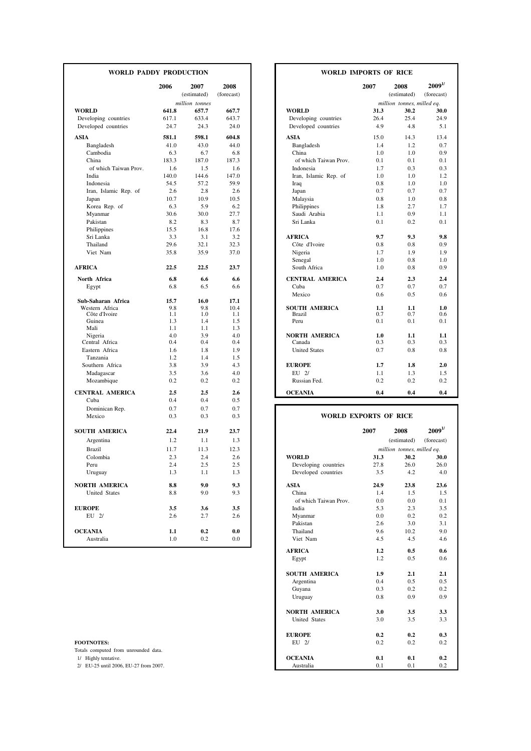## WORLD PADDY PRODUCTION

| | 2006 | 2007 (estimated) | 2008 (forecast) |
|---|---|---|---|
| | | *million tonnes* | |
| **WORLD** | **641.8** | **657.7** | **667.7** |
| Developing countries | 617.1 | 633.4 | 643.7 |
| Developed countries | 24.7 | 24.3 | 24.0 |
| **ASIA** | **581.1** | **598.1** | **604.8** |
| Bangladesh | 41.0 | 43.0 | 44.0 |
| Cambodia | 6.3 | 6.7 | 6.8 |
| China | 183.3 | 187.0 | 187.3 |
| of which Taiwan Prov. | 1.6 | 1.5 | 1.6 |
| India | 140.0 | 144.6 | 147.0 |
| Indonesia | 54.5 | 57.2 | 59.9 |
| Iran, Islamic Rep. of | 2.6 | 2.8 | 2.6 |
| Japan | 10.7 | 10.9 | 10.5 |
| Korea Rep. of | 6.3 | 5.9 | 6.2 |
| Myanmar | 30.6 | 30.0 | 27.7 |
| Pakistan | 8.2 | 8.3 | 8.7 |
| Philippines | 15.5 | 16.8 | 17.6 |
| Sri Lanka | 3.3 | 3.1 | 3.2 |
| Thailand | 29.6 | 32.1 | 32.3 |
| Viet Nam | 35.8 | 35.9 | 37.0 |
| **AFRICA** | **22.5** | **22.5** | **23.7** |
| **North Africa** | **6.8** | **6.6** | **6.6** |
| Egypt | 6.8 | 6.5 | 6.6 |
| **Sub-Saharan Africa** | **15.7** | **16.0** | **17.1** |
| Western Africa | 9.8 | 9.8 | 10.4 |
| Côte d'Ivoire | 1.1 | 1.0 | 1.1 |
| Guinea | 1.3 | 1.4 | 1.5 |
| Mali | 1.1 | 1.1 | 1.3 |
| Nigeria | 4.0 | 3.9 | 4.0 |
| Central Africa | 0.4 | 0.4 | 0.4 |
| Eastern Africa | 1.6 | 1.8 | 1.9 |
| Tanzania | 1.2 | 1.4 | 1.5 |
| Southern Africa | 3.8 | 3.9 | 4.3 |
| Madagascar | 3.5 | 3.6 | 4.0 |
| Mozambique | 0.2 | 0.2 | 0.2 |
| **CENTRAL AMERICA** | **2.5** | **2.5** | **2.6** |
| Cuba | 0.4 | 0.4 | 0.5 |
| Dominican Rep. | 0.7 | 0.7 | 0.7 |
| Mexico | 0.3 | 0.3 | 0.3 |
| **SOUTH AMERICA** | **22.4** | **21.9** | **23.7** |
| Argentina | 1.2 | 1.1 | 1.3 |
| Brazil | 11.7 | 11.3 | 12.3 |
| Colombia | 2.3 | 2.4 | 2.6 |
| Peru | 2.4 | 2.5 | 2.5 |
| Uruguay | 1.3 | 1.1 | 1.3 |
| **NORTH AMERICA** | **8.8** | **9.0** | **9.3** |
| United States | 8.8 | 9.0 | 9.3 |
| **EUROPE** | **3.5** | **3.6** | **3.5** |
| EU 2/ | 2.6 | 2.7 | 2.6 |
| **OCEANIA** | **1.1** | **0.2** | **0.0** |
| Australia | 1.0 | 0.2 | 0.0 |

## WORLD IMPORTS OF RICE

| | 2007 | 2008 (estimated) | 2009[1/] (forecast) |
|---|---|---|---|
| | | *million tonnes, milled eq.* | |
| **WORLD** | **31.3** | **30.2** | **30.0** |
| Developing countries | 26.4 | 25.4 | 24.9 |
| Developed countries | 4.9 | 4.8 | 5.1 |
| **ASIA** | **15.0** | **14.3** | **13.4** |
| Bangladesh | 1.4 | 1.2 | 0.7 |
| China | 1.0 | 1.0 | 0.9 |
| of which Taiwan Prov. | 0.1 | 0.1 | 0.1 |
| Indonesia | 1.7 | 0.3 | 0.3 |
| Iran, Islamic Rep. of | 1.0 | 1.0 | 1.2 |
| Iraq | 0.8 | 1.0 | 1.0 |
| Japan | 0.7 | 0.7 | 0.7 |
| Malaysia | 0.8 | 1.0 | 0.8 |
| Philippines | 1.8 | 2.7 | 1.7 |
| Saudi Arabia | 1.1 | 0.9 | 1.1 |
| Sri Lanka | 0.1 | 0.2 | 0.1 |
| **AFRICA** | **9.7** | **9.3** | **9.8** |
| Côte d'Ivoire | 0.8 | 0.8 | 0.9 |
| Nigeria | 1.7 | 1.9 | 1.9 |
| Senegal | 1.0 | 0.8 | 1.0 |
| South Africa | 1.0 | 0.8 | 0.9 |
| **CENTRAL AMERICA** | **2.4** | **2.3** | **2.4** |
| Cuba | 0.7 | 0.7 | 0.7 |
| Mexico | 0.6 | 0.5 | 0.6 |
| **SOUTH AMERICA** | **1.1** | **1.1** | **1.0** |
| Brazil | 0.7 | 0.7 | 0.6 |
| Peru | 0.1 | 0.1 | 0.1 |
| **NORTH AMERICA** | **1.0** | **1.1** | **1.1** |
| Canada | 0.3 | 0.3 | 0.3 |
| United States | 0.7 | 0.8 | 0.8 |
| **EUROPE** | **1.7** | **1.8** | **2.0** |
| EU 2/ | 1.1 | 1.3 | 1.5 |
| Russian Fed. | 0.2 | 0.2 | 0.2 |
| **OCEANIA** | **0.4** | **0.4** | **0.4** |

## WORLD EXPORTS OF RICE

| | 2007 | 2008 (estimated) | 2009[1/] (forecast) |
|---|---|---|---|
| | | *million tonnes, milled eq.* | |
| **WORLD** | **31.3** | **30.2** | **30.0** |
| Developing countries | 27.8 | 26.0 | 26.0 |
| Developed countries | 3.5 | 4.2 | 4.0 |
| **ASIA** | **24.9** | **23.8** | **23.6** |
| China | 1.4 | 1.5 | 1.5 |
| of which Taiwan Prov. | 0.0 | 0.0 | 0.1 |
| India | 5.3 | 2.3 | 3.5 |
| Myanmar | 0.0 | 0.2 | 0.2 |
| Pakistan | 2.6 | 3.0 | 3.1 |
| Thailand | 9.6 | 10.2 | 9.0 |
| Viet Nam | 4.5 | 4.5 | 4.6 |
| **AFRICA** | **1.2** | **0.5** | **0.6** |
| Egypt | 1.2 | 0.5 | 0.6 |
| **SOUTH AMERICA** | **1.9** | **2.1** | **2.1** |
| Argentina | 0.4 | 0.5 | 0.5 |
| Guyana | 0.3 | 0.2 | 0.2 |
| Uruguay | 0.8 | 0.9 | 0.9 |
| **NORTH AMERICA** | **3.0** | **3.5** | **3.3** |
| United States | 3.0 | 3.5 | 3.3 |
| **EUROPE** | **0.2** | **0.2** | **0.3** |
| EU 2/ | 0.2 | 0.2 | 0.2 |
| **OCEANIA** | **0.1** | **0.1** | **0.2** |
| Australia | 0.1 | 0.1 | 0.2 |

**FOOTNOTES:**

Totals computed from unrounded data.

1/ Highly tentative.

2/ EU-25 until 2006, EU-27 from 2007.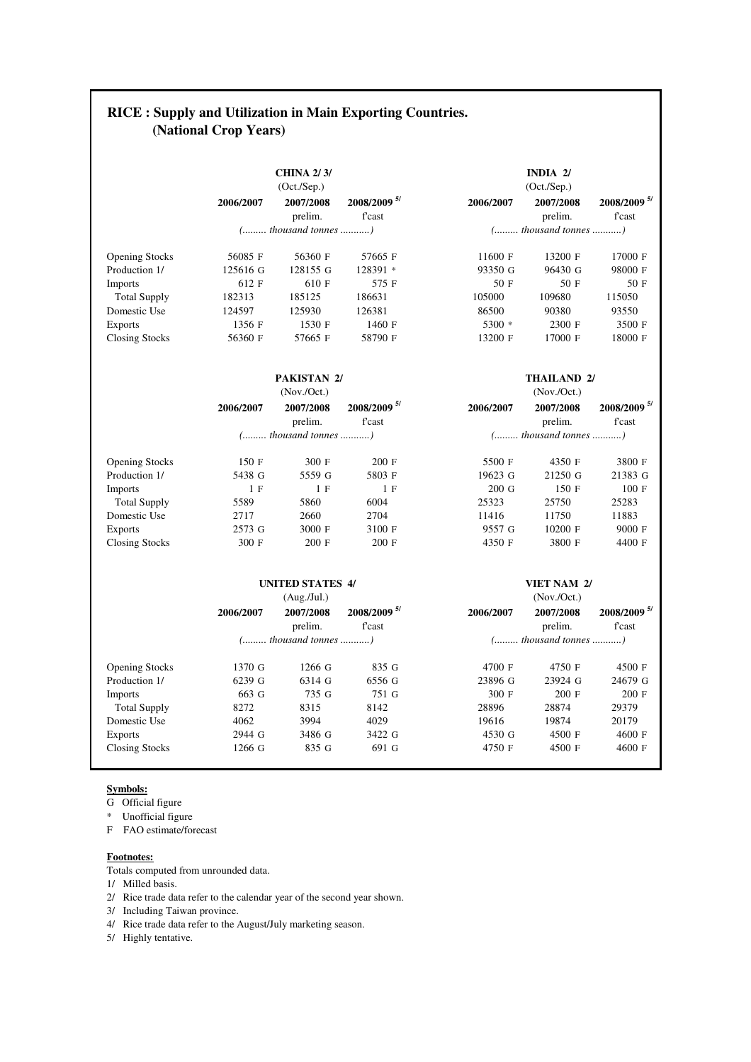## RICE : Supply and Utilization in Main Exporting Countries. (National Crop Years)

| | CHINA 2/ 3/ (Oct./Sep.) | | | INDIA 2/ (Oct./Sep.) | | |
|---|---|---|---|---|---|---|
| | 2006/2007 | 2007/2008 prelim. | 2008/2009 5/ f'cast | 2006/2007 | 2007/2008 prelim. | 2008/2009 5/ f'cast |
| | (......... thousand tonnes ...........) | | | (......... thousand tonnes ...........) | | |
| Opening Stocks | 56085 F | 56360 F | 57665 F | 11600 F | 13200 F | 17000 F |
| Production 1/ | 125616 G | 128155 G | 128391 * | 93350 G | 96430 G | 98000 F |
| Imports | 612 F | 610 F | 575 F | 50 F | 50 F | 50 F |
| Total Supply | 182313 | 185125 | 186631 | 105000 | 109680 | 115050 |
| Domestic Use | 124597 | 125930 | 126381 | 86500 | 90380 | 93550 |
| Exports | 1356 F | 1530 F | 1460 F | 5300 * | 2300 F | 3500 F |
| Closing Stocks | 56360 F | 57665 F | 58790 F | 13200 F | 17000 F | 18000 F |

| | PAKISTAN 2/ (Nov./Oct.) | | | THAILAND 2/ (Nov./Oct.) | | |
|---|---|---|---|---|---|---|
| | 2006/2007 | 2007/2008 prelim. | 2008/2009 5/ f'cast | 2006/2007 | 2007/2008 prelim. | 2008/2009 5/ f'cast |
| | (......... thousand tonnes ...........) | | | (......... thousand tonnes ...........) | | |
| Opening Stocks | 150 F | 300 F | 200 F | 5500 F | 4350 F | 3800 F |
| Production 1/ | 5438 G | 5559 G | 5803 F | 19623 G | 21250 G | 21383 G |
| Imports | 1 F | 1 F | 1 F | 200 G | 150 F | 100 F |
| Total Supply | 5589 | 5860 | 6004 | 25323 | 25750 | 25283 |
| Domestic Use | 2717 | 2660 | 2704 | 11416 | 11750 | 11883 |
| Exports | 2573 G | 3000 F | 3100 F | 9557 G | 10200 F | 9000 F |
| Closing Stocks | 300 F | 200 F | 200 F | 4350 F | 3800 F | 4400 F |

| | UNITED STATES 4/ (Aug./Jul.) | | | VIET NAM 2/ (Nov./Oct.) | | |
|---|---|---|---|---|---|---|
| | 2006/2007 | 2007/2008 prelim. | 2008/2009 5/ f'cast | 2006/2007 | 2007/2008 prelim. | 2008/2009 5/ f'cast |
| | (......... thousand tonnes ...........) | | | (......... thousand tonnes ...........) | | |
| Opening Stocks | 1370 G | 1266 G | 835 G | 4700 F | 4750 F | 4500 F |
| Production 1/ | 6239 G | 6314 G | 6556 G | 23896 G | 23924 G | 24679 G |
| Imports | 663 G | 735 G | 751 G | 300 F | 200 F | 200 F |
| Total Supply | 8272 | 8315 | 8142 | 28896 | 28874 | 29379 |
| Domestic Use | 4062 | 3994 | 4029 | 19616 | 19874 | 20179 |
| Exports | 2944 G | 3486 G | 3422 G | 4530 G | 4500 F | 4600 F |
| Closing Stocks | 1266 G | 835 G | 691 G | 4750 F | 4500 F | 4600 F |

**Symbols:**

G Official figure

* Unofficial figure

F FAO estimate/forecast

**Footnotes:**

Totals computed from unrounded data.

1/ Milled basis.

2/ Rice trade data refer to the calendar year of the second year shown.

3/ Including Taiwan province.

4/ Rice trade data refer to the August/July marketing season.

5/ Highly tentative.